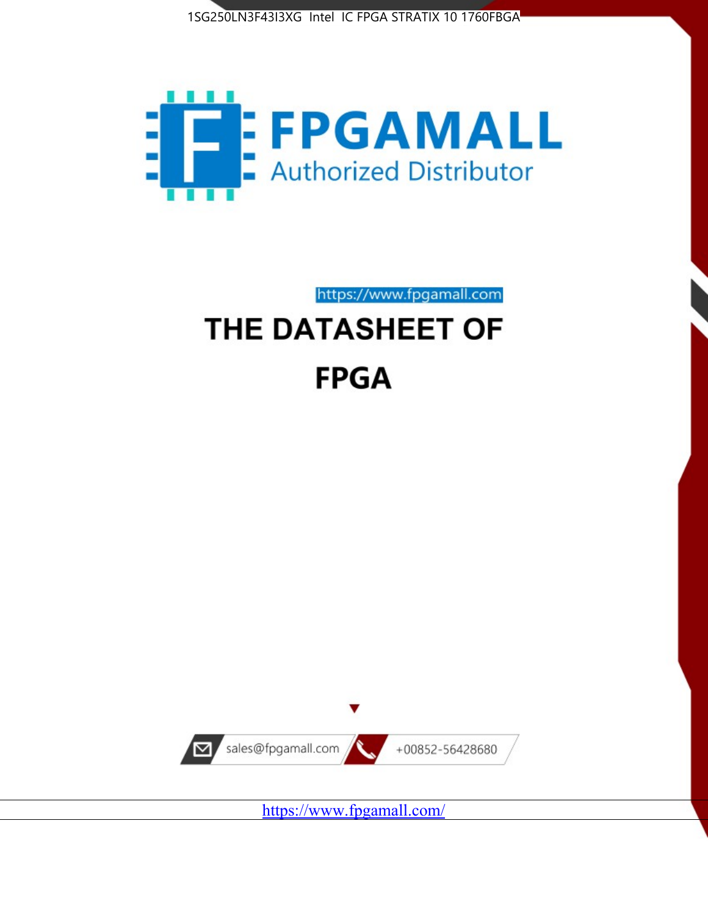1SG250LN3F43I3XG Intel IC FPGA STRATIX 10 1760FBGA

FPGAMALL

Authorized Distributor

https://www.fpgamall.com

# THE DATASHEET OF

# FPGA

sales@fpgamall.com

+00852-56428680

https://www.fpgamall.com/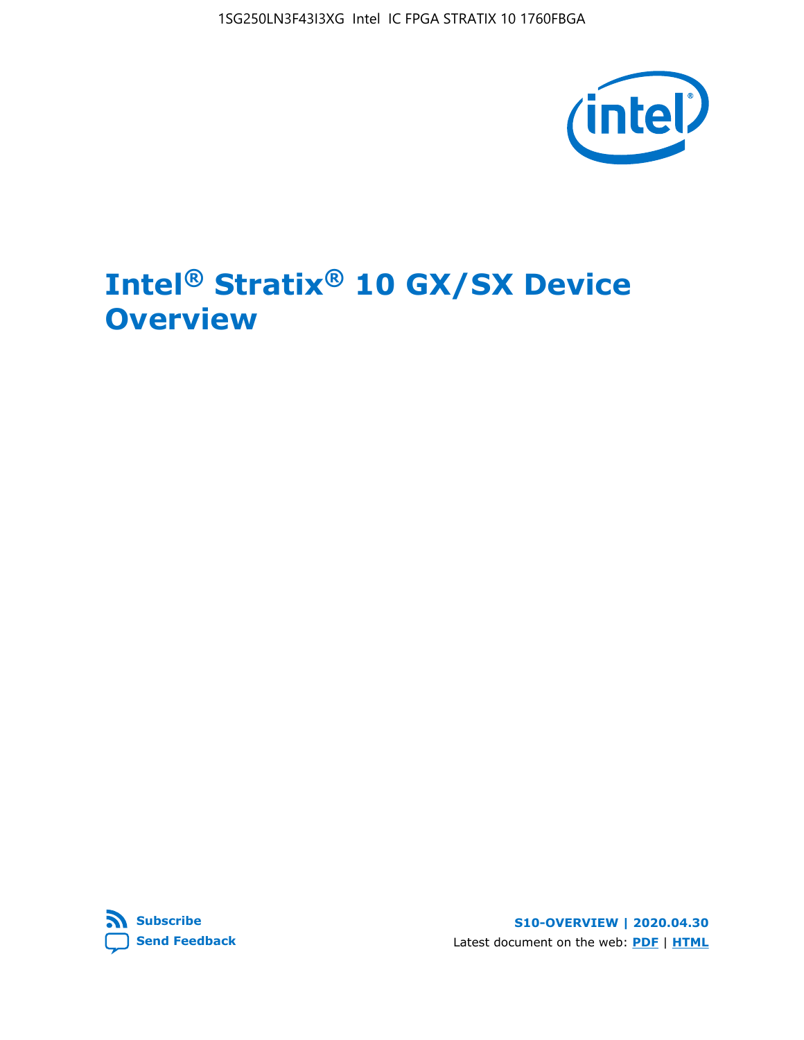# Intel® Stratix® 10 GX/SX Device Overview

S10-OVERVIEW | 2020.04.30

Latest document on the web: **PDF** | **HTML**

**Subscribe**

**Send Feedback**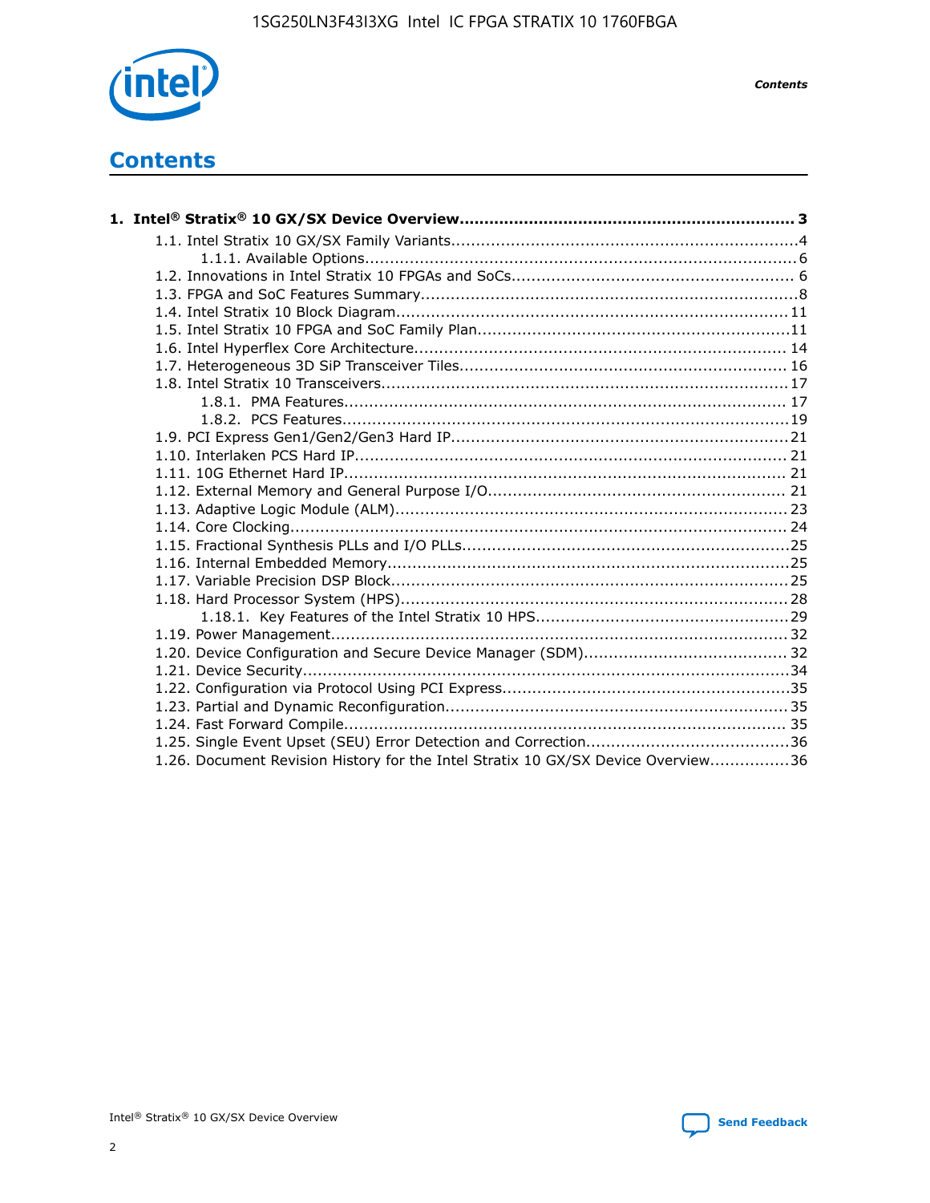# Contents

**1. Intel® Stratix® 10 GX/SX Device Overview....................................................................... 3**

- 1.1. Intel Stratix 10 GX/SX Family Variants.....................................................................4
  - 1.1.1. Available Options....................................................................................... 6
- 1.2. Innovations in Intel Stratix 10 FPGAs and SoCs........................................................ 6
- 1.3. FPGA and SoC Features Summary............................................................................8
- 1.4. Intel Stratix 10 Block Diagram............................................................................... 11
- 1.5. Intel Stratix 10 FPGA and SoC Family Plan...............................................................11
- 1.6. Intel Hyperflex Core Architecture........................................................................... 14
- 1.7. Heterogeneous 3D SiP Transceiver Tiles.................................................................. 16
- 1.8. Intel Stratix 10 Transceivers.................................................................................. 17
  - 1.8.1. PMA Features.......................................................................................... 17
  - 1.8.2. PCS Features...........................................................................................19
- 1.9. PCI Express Gen1/Gen2/Gen3 Hard IP.................................................................... 21
- 1.10. Interlaken PCS Hard IP....................................................................................... 21
- 1.11. 10G Ethernet Hard IP.......................................................................................... 21
- 1.12. External Memory and General Purpose I/O............................................................ 21
- 1.13. Adaptive Logic Module (ALM)............................................................................... 23
- 1.14. Core Clocking..................................................................................................... 24
- 1.15. Fractional Synthesis PLLs and I/O PLLs..................................................................25
- 1.16. Internal Embedded Memory..................................................................................25
- 1.17. Variable Precision DSP Block.................................................................................25
- 1.18. Hard Processor System (HPS)............................................................................... 28
  - 1.18.1. Key Features of the Intel Stratix 10 HPS...................................................29
- 1.19. Power Management............................................................................................ 32
- 1.20. Device Configuration and Secure Device Manager (SDM)......................................... 32
- 1.21. Device Security...................................................................................................34
- 1.22. Configuration via Protocol Using PCI Express..........................................................35
- 1.23. Partial and Dynamic Reconfiguration..................................................................... 35
- 1.24. Fast Forward Compile.......................................................................................... 35
- 1.25. Single Event Upset (SEU) Error Detection and Correction.........................................36
- 1.26. Document Revision History for the Intel Stratix 10 GX/SX Device Overview................36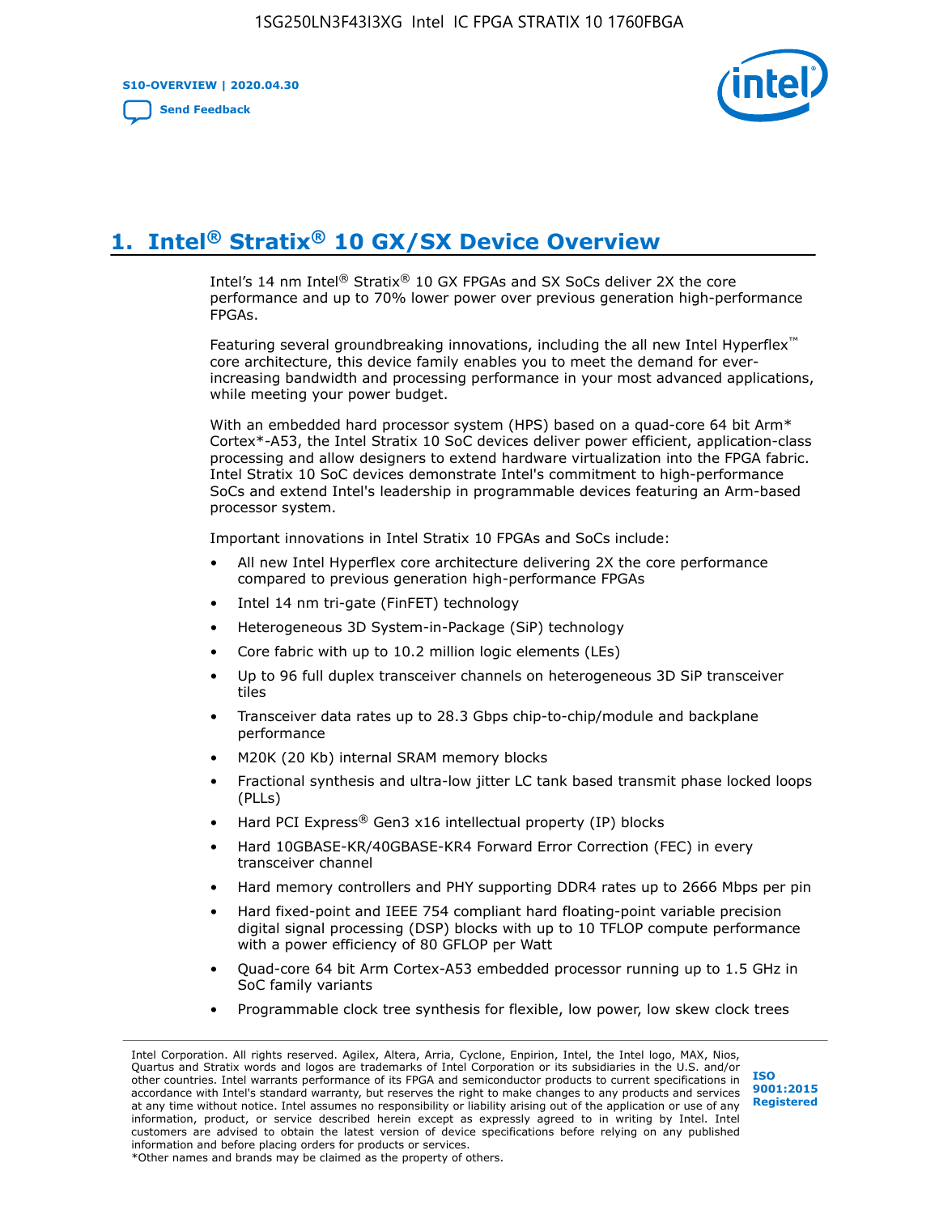# 1. Intel® Stratix® 10 GX/SX Device Overview

Intel's 14 nm Intel® Stratix® 10 GX FPGAs and SX SoCs deliver 2X the core performance and up to 70% lower power over previous generation high-performance FPGAs.

Featuring several groundbreaking innovations, including the all new Intel Hyperflex™ core architecture, this device family enables you to meet the demand for ever-increasing bandwidth and processing performance in your most advanced applications, while meeting your power budget.

With an embedded hard processor system (HPS) based on a quad-core 64 bit Arm* Cortex*-A53, the Intel Stratix 10 SoC devices deliver power efficient, application-class processing and allow designers to extend hardware virtualization into the FPGA fabric. Intel Stratix 10 SoC devices demonstrate Intel's commitment to high-performance SoCs and extend Intel's leadership in programmable devices featuring an Arm-based processor system.

Important innovations in Intel Stratix 10 FPGAs and SoCs include:

- All new Intel Hyperflex core architecture delivering 2X the core performance compared to previous generation high-performance FPGAs
- Intel 14 nm tri-gate (FinFET) technology
- Heterogeneous 3D System-in-Package (SiP) technology
- Core fabric with up to 10.2 million logic elements (LEs)
- Up to 96 full duplex transceiver channels on heterogeneous 3D SiP transceiver tiles
- Transceiver data rates up to 28.3 Gbps chip-to-chip/module and backplane performance
- M20K (20 Kb) internal SRAM memory blocks
- Fractional synthesis and ultra-low jitter LC tank based transmit phase locked loops (PLLs)
- Hard PCI Express® Gen3 x16 intellectual property (IP) blocks
- Hard 10GBASE-KR/40GBASE-KR4 Forward Error Correction (FEC) in every transceiver channel
- Hard memory controllers and PHY supporting DDR4 rates up to 2666 Mbps per pin
- Hard fixed-point and IEEE 754 compliant hard floating-point variable precision digital signal processing (DSP) blocks with up to 10 TFLOP compute performance with a power efficiency of 80 GFLOP per Watt
- Quad-core 64 bit Arm Cortex-A53 embedded processor running up to 1.5 GHz in SoC family variants
- Programmable clock tree synthesis for flexible, low power, low skew clock trees

Intel Corporation. All rights reserved. Agilex, Altera, Arria, Cyclone, Enpirion, Intel, the Intel logo, MAX, Nios, Quartus and Stratix words and logos are trademarks of Intel Corporation or its subsidiaries in the U.S. and/or other countries. Intel warrants performance of its FPGA and semiconductor products to current specifications in accordance with Intel's standard warranty, but reserves the right to make changes to any products and services at any time without notice. Intel assumes no responsibility or liability arising out of the application or use of any information, product, or service described herein except as expressly agreed to in writing by Intel. Intel customers are advised to obtain the latest version of device specifications before relying on any published information and before placing orders for products or services.
*Other names and brands may be claimed as the property of others.

ISO 9001:2015 Registered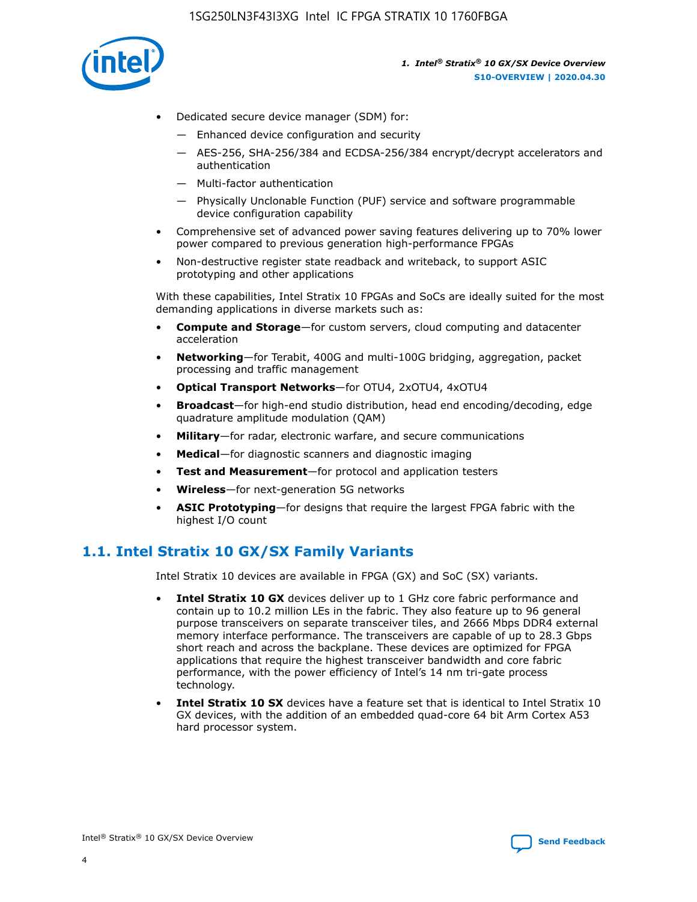- Dedicated secure device manager (SDM) for:
  - — Enhanced device configuration and security
  - — AES-256, SHA-256/384 and ECDSA-256/384 encrypt/decrypt accelerators and authentication
  - — Multi-factor authentication
  - — Physically Unclonable Function (PUF) service and software programmable device configuration capability
- Comprehensive set of advanced power saving features delivering up to 70% lower power compared to previous generation high-performance FPGAs
- Non-destructive register state readback and writeback, to support ASIC prototyping and other applications

With these capabilities, Intel Stratix 10 FPGAs and SoCs are ideally suited for the most demanding applications in diverse markets such as:

- **Compute and Storage**—for custom servers, cloud computing and datacenter acceleration
- **Networking**—for Terabit, 400G and multi-100G bridging, aggregation, packet processing and traffic management
- **Optical Transport Networks**—for OTU4, 2xOTU4, 4xOTU4
- **Broadcast**—for high-end studio distribution, head end encoding/decoding, edge quadrature amplitude modulation (QAM)
- **Military**—for radar, electronic warfare, and secure communications
- **Medical**—for diagnostic scanners and diagnostic imaging
- **Test and Measurement**—for protocol and application testers
- **Wireless**—for next-generation 5G networks
- **ASIC Prototyping**—for designs that require the largest FPGA fabric with the highest I/O count

## 1.1. Intel Stratix 10 GX/SX Family Variants

Intel Stratix 10 devices are available in FPGA (GX) and SoC (SX) variants.

- **Intel Stratix 10 GX** devices deliver up to 1 GHz core fabric performance and contain up to 10.2 million LEs in the fabric. They also feature up to 96 general purpose transceivers on separate transceiver tiles, and 2666 Mbps DDR4 external memory interface performance. The transceivers are capable of up to 28.3 Gbps short reach and across the backplane. These devices are optimized for FPGA applications that require the highest transceiver bandwidth and core fabric performance, with the power efficiency of Intel's 14 nm tri-gate process technology.
- **Intel Stratix 10 SX** devices have a feature set that is identical to Intel Stratix 10 GX devices, with the addition of an embedded quad-core 64 bit Arm Cortex A53 hard processor system.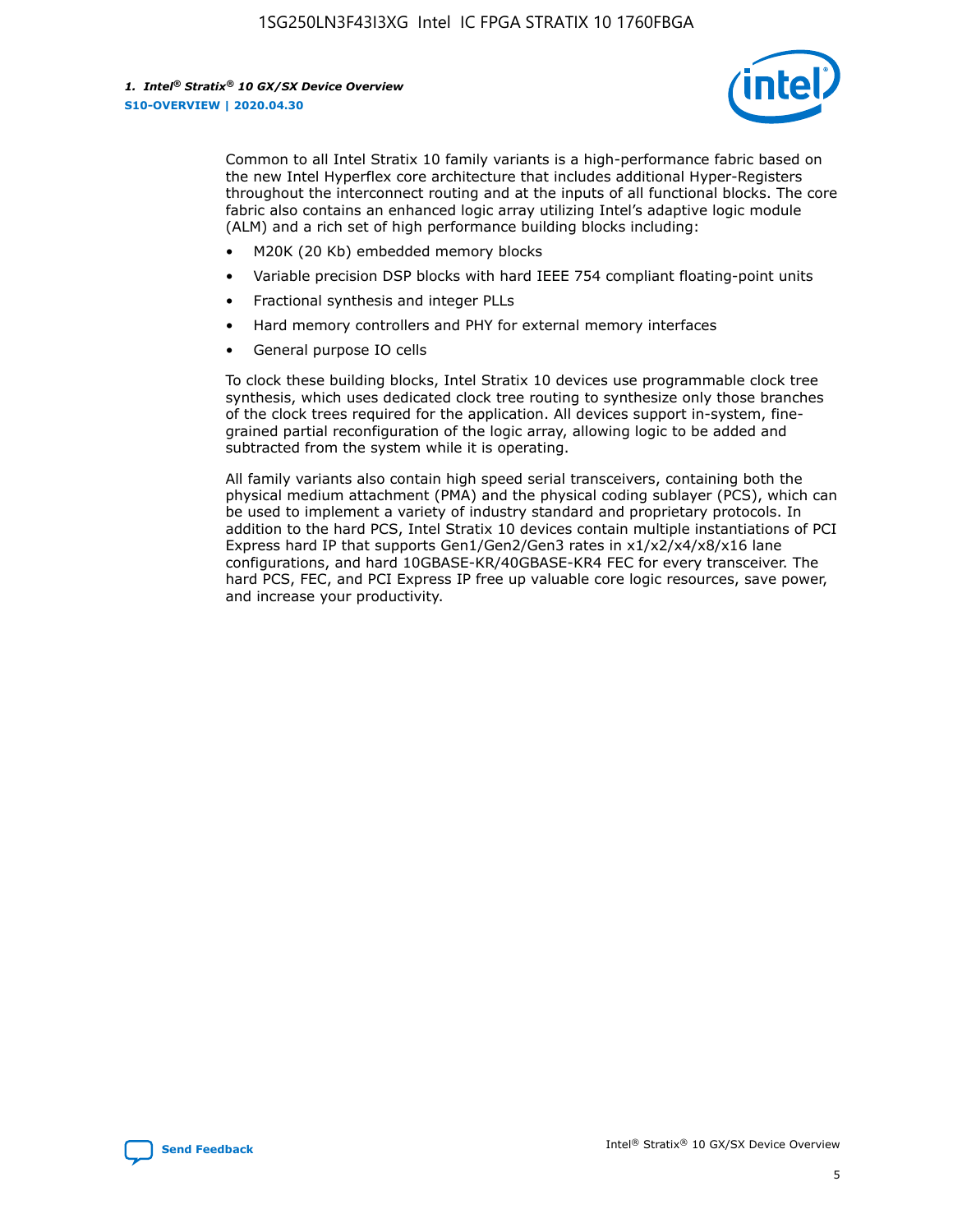Common to all Intel Stratix 10 family variants is a high-performance fabric based on the new Intel Hyperflex core architecture that includes additional Hyper-Registers throughout the interconnect routing and at the inputs of all functional blocks. The core fabric also contains an enhanced logic array utilizing Intel's adaptive logic module (ALM) and a rich set of high performance building blocks including:

- M20K (20 Kb) embedded memory blocks
- Variable precision DSP blocks with hard IEEE 754 compliant floating-point units
- Fractional synthesis and integer PLLs
- Hard memory controllers and PHY for external memory interfaces
- General purpose IO cells

To clock these building blocks, Intel Stratix 10 devices use programmable clock tree synthesis, which uses dedicated clock tree routing to synthesize only those branches of the clock trees required for the application. All devices support in-system, fine-grained partial reconfiguration of the logic array, allowing logic to be added and subtracted from the system while it is operating.

All family variants also contain high speed serial transceivers, containing both the physical medium attachment (PMA) and the physical coding sublayer (PCS), which can be used to implement a variety of industry standard and proprietary protocols. In addition to the hard PCS, Intel Stratix 10 devices contain multiple instantiations of PCI Express hard IP that supports Gen1/Gen2/Gen3 rates in x1/x2/x4/x8/x16 lane configurations, and hard 10GBASE-KR/40GBASE-KR4 FEC for every transceiver. The hard PCS, FEC, and PCI Express IP free up valuable core logic resources, save power, and increase your productivity.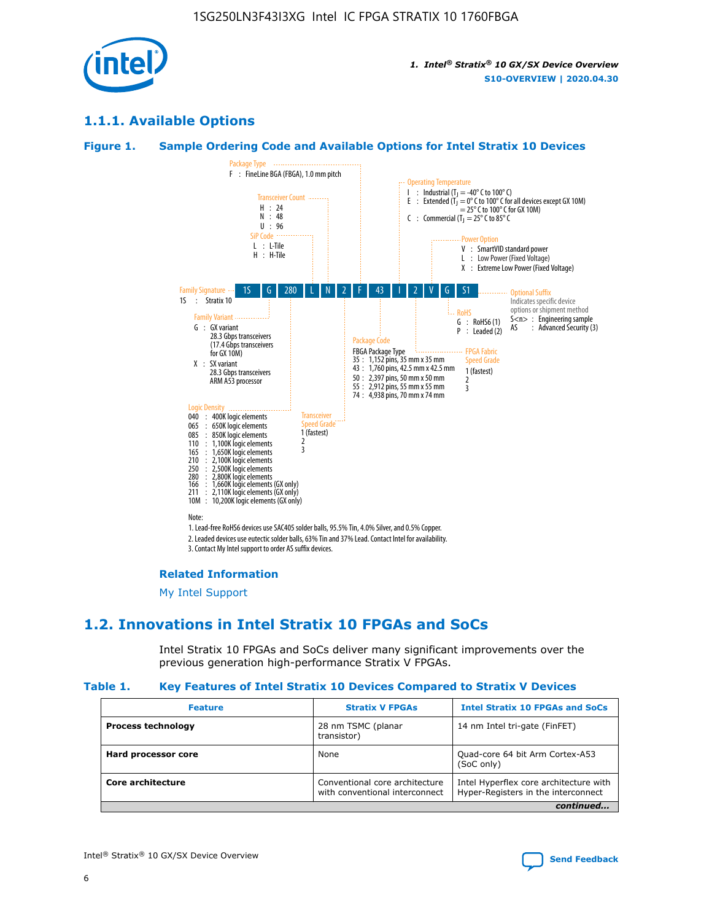## 1.1.1. Available Options

### Figure 1. Sample Ordering Code and Available Options for Intel Stratix 10 Devices

| 1S | G | 280 | L | N | 2 | F | 43 | I | 2 | V | G | S1 |
|---|---|---|---|---|---|---|---|---|---|---|---|---|

**Family Signature**
1S : Stratix 10

**Family Variant**
G : GX variant
28.3 Gbps transceivers
(17.4 Gbps transceivers for GX 10M)
X : SX variant
28.3 Gbps transceivers
ARM A53 processor

**Logic Density**
040 : 400K logic elements
065 : 650K logic elements
085 : 850K logic elements
110 : 1,100K logic elements
165 : 1,650K logic elements
210 : 2,100K logic elements
250 : 2,500K logic elements
280 : 2,800K logic elements
166 : 1,660K logic elements (GX only)
211 : 2,110K logic elements (GX only)
10M : 10,200K logic elements (GX only)

**SiP Code**
L : L-Tile
H : H-Tile

**Transceiver Count**
H : 24
N : 48
U : 96

**Transceiver Speed Grade**
1 (fastest)
2
3

**Package Type**
F : FineLine BGA (FBGA), 1.0 mm pitch

**Package Code**
FBGA Package Type
35 : 1,152 pins, 35 mm x 35 mm
43 : 1,760 pins, 42.5 mm x 42.5 mm
50 : 2,397 pins, 50 mm x 50 mm
55 : 2,912 pins, 55 mm x 55 mm
74 : 4,938 pins, 70 mm x 74 mm

**Operating Temperature**
I : Industrial ($T_J$ = -40° C to 100° C)
E : Extended ($T_J$ = 0° C to 100° C for all devices except GX 10M)
= 25° C to 100° C for GX 10M)
C : Commercial ($T_J$ = 25° C to 85° C

**FPGA Fabric Speed Grade**
1 (fastest)
2
3

**Power Option**
V : SmartVID standard power
L : Low Power (Fixed Voltage)
X : Extreme Low Power (Fixed Voltage)

**RoHS**
G : RoHS6 (1)
P : Leaded (2)

**Optional Suffix**
Indicates specific device options or shipment method
S<n> : Engineering sample
AS : Advanced Security (3)

Note:
1. Lead-free RoHS6 devices use SAC405 solder balls, 95.5% Tin, 4.0% Silver, and 0.5% Copper.
2. Leaded devices use eutectic solder balls, 63% Tin and 37% Lead. Contact Intel for availability.
3. Contact My Intel support to order AS suffix devices.

**Related Information**

My Intel Support

## 1.2. Innovations in Intel Stratix 10 FPGAs and SoCs

Intel Stratix 10 FPGAs and SoCs deliver many significant improvements over the previous generation high-performance Stratix V FPGAs.

### Table 1. Key Features of Intel Stratix 10 Devices Compared to Stratix V Devices

| Feature | Stratix V FPGAs | Intel Stratix 10 FPGAs and SoCs |
|---|---|---|
| **Process technology** | 28 nm TSMC (planar transistor) | 14 nm Intel tri-gate (FinFET) |
| **Hard processor core** | None | Quad-core 64 bit Arm Cortex-A53 (SoC only) |
| **Core architecture** | Conventional core architecture with conventional interconnect | Intel Hyperflex core architecture with Hyper-Registers in the interconnect |

*continued...*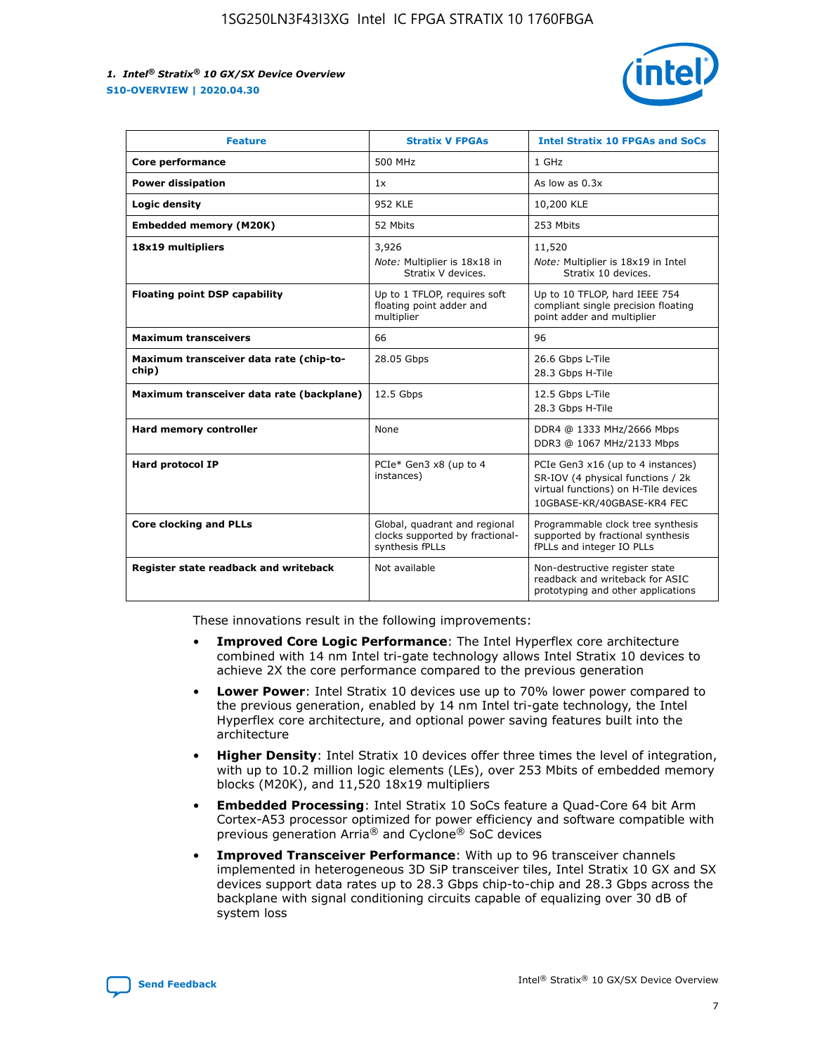| Feature | Stratix V FPGAs | Intel Stratix 10 FPGAs and SoCs |
| --- | --- | --- |
| **Core performance** | 500 MHz | 1 GHz |
| **Power dissipation** | 1x | As low as 0.3x |
| **Logic density** | 952 KLE | 10,200 KLE |
| **Embedded memory (M20K)** | 52 Mbits | 253 Mbits |
| **18x19 multipliers** | 3,926<br>*Note:* Multiplier is 18x18 in Stratix V devices. | 11,520<br>*Note:* Multiplier is 18x19 in Intel Stratix 10 devices. |
| **Floating point DSP capability** | Up to 1 TFLOP, requires soft floating point adder and multiplier | Up to 10 TFLOP, hard IEEE 754 compliant single precision floating point adder and multiplier |
| **Maximum transceivers** | 66 | 96 |
| **Maximum transceiver data rate (chip-to-chip)** | 28.05 Gbps | 26.6 Gbps L-Tile<br>28.3 Gbps H-Tile |
| **Maximum transceiver data rate (backplane)** | 12.5 Gbps | 12.5 Gbps L-Tile<br>28.3 Gbps H-Tile |
| **Hard memory controller** | None | DDR4 @ 1333 MHz/2666 Mbps<br>DDR3 @ 1067 MHz/2133 Mbps |
| **Hard protocol IP** | PCIe* Gen3 x8 (up to 4 instances) | PCIe Gen3 x16 (up to 4 instances)<br>SR-IOV (4 physical functions / 2k virtual functions) on H-Tile devices<br>10GBASE-KR/40GBASE-KR4 FEC |
| **Core clocking and PLLs** | Global, quadrant and regional clocks supported by fractional-synthesis fPLLs | Programmable clock tree synthesis supported by fractional synthesis fPLLs and integer IO PLLs |
| **Register state readback and writeback** | Not available | Non-destructive register state readback and writeback for ASIC prototyping and other applications |

These innovations result in the following improvements:

- **Improved Core Logic Performance**: The Intel Hyperflex core architecture combined with 14 nm Intel tri-gate technology allows Intel Stratix 10 devices to achieve 2X the core performance compared to the previous generation
- **Lower Power**: Intel Stratix 10 devices use up to 70% lower power compared to the previous generation, enabled by 14 nm Intel tri-gate technology, the Intel Hyperflex core architecture, and optional power saving features built into the architecture
- **Higher Density**: Intel Stratix 10 devices offer three times the level of integration, with up to 10.2 million logic elements (LEs), over 253 Mbits of embedded memory blocks (M20K), and 11,520 18x19 multipliers
- **Embedded Processing**: Intel Stratix 10 SoCs feature a Quad-Core 64 bit Arm Cortex-A53 processor optimized for power efficiency and software compatible with previous generation Arria® and Cyclone® SoC devices
- **Improved Transceiver Performance**: With up to 96 transceiver channels implemented in heterogeneous 3D SiP transceiver tiles, Intel Stratix 10 GX and SX devices support data rates up to 28.3 Gbps chip-to-chip and 28.3 Gbps across the backplane with signal conditioning circuits capable of equalizing over 30 dB of system loss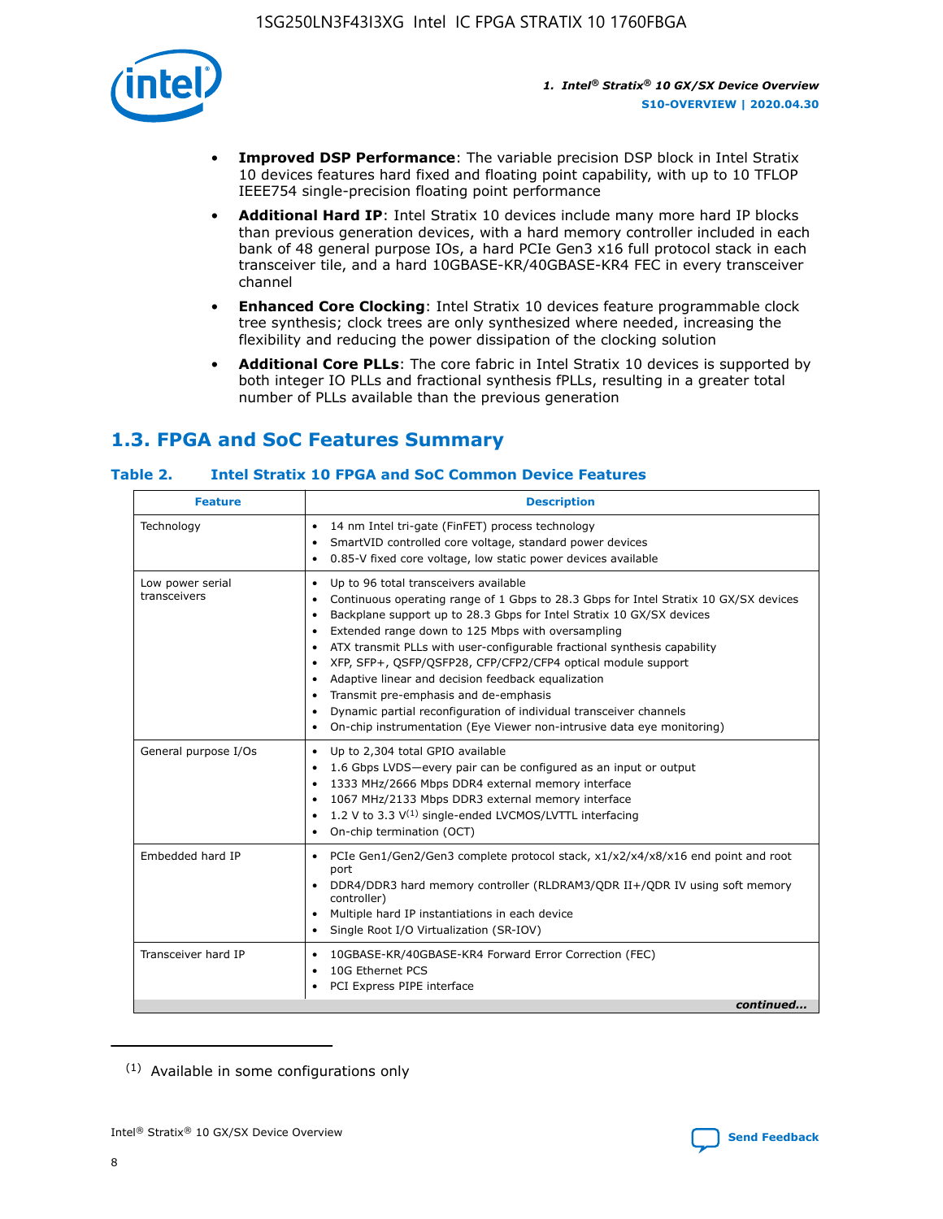- **Improved DSP Performance**: The variable precision DSP block in Intel Stratix 10 devices features hard fixed and floating point capability, with up to 10 TFLOP IEEE754 single-precision floating point performance
- **Additional Hard IP**: Intel Stratix 10 devices include many more hard IP blocks than previous generation devices, with a hard memory controller included in each bank of 48 general purpose IOs, a hard PCIe Gen3 x16 full protocol stack in each transceiver tile, and a hard 10GBASE-KR/40GBASE-KR4 FEC in every transceiver channel
- **Enhanced Core Clocking**: Intel Stratix 10 devices feature programmable clock tree synthesis; clock trees are only synthesized where needed, increasing the flexibility and reducing the power dissipation of the clocking solution
- **Additional Core PLLs**: The core fabric in Intel Stratix 10 devices is supported by both integer IO PLLs and fractional synthesis fPLLs, resulting in a greater total number of PLLs available than the previous generation

## 1.3. FPGA and SoC Features Summary

### Table 2. Intel Stratix 10 FPGA and SoC Common Device Features

| Feature | Description |
| --- | --- |
| Technology | • 14 nm Intel tri-gate (FinFET) process technology<br>• SmartVID controlled core voltage, standard power devices<br>• 0.85-V fixed core voltage, low static power devices available |
| Low power serial transceivers | • Up to 96 total transceivers available<br>• Continuous operating range of 1 Gbps to 28.3 Gbps for Intel Stratix 10 GX/SX devices<br>• Backplane support up to 28.3 Gbps for Intel Stratix 10 GX/SX devices<br>• Extended range down to 125 Mbps with oversampling<br>• ATX transmit PLLs with user-configurable fractional synthesis capability<br>• XFP, SFP+, QSFP/QSFP28, CFP/CFP2/CFP4 optical module support<br>• Adaptive linear and decision feedback equalization<br>• Transmit pre-emphasis and de-emphasis<br>• Dynamic partial reconfiguration of individual transceiver channels<br>• On-chip instrumentation (Eye Viewer non-intrusive data eye monitoring) |
| General purpose I/Os | • Up to 2,304 total GPIO available<br>• 1.6 Gbps LVDS—every pair can be configured as an input or output<br>• 1333 MHz/2666 Mbps DDR4 external memory interface<br>• 1067 MHz/2133 Mbps DDR3 external memory interface<br>• 1.2 V to 3.3 V[1] single-ended LVCMOS/LVTTL interfacing<br>• On-chip termination (OCT) |
| Embedded hard IP | • PCIe Gen1/Gen2/Gen3 complete protocol stack, x1/x2/x4/x8/x16 end point and root port<br>• DDR4/DDR3 hard memory controller (RLDRAM3/QDR II+/QDR IV using soft memory controller)<br>• Multiple hard IP instantiations in each device<br>• Single Root I/O Virtualization (SR-IOV) |
| Transceiver hard IP | • 10GBASE-KR/40GBASE-KR4 Forward Error Correction (FEC)<br>• 10G Ethernet PCS<br>• PCI Express PIPE interface |

*continued...*

[1] Available in some configurations only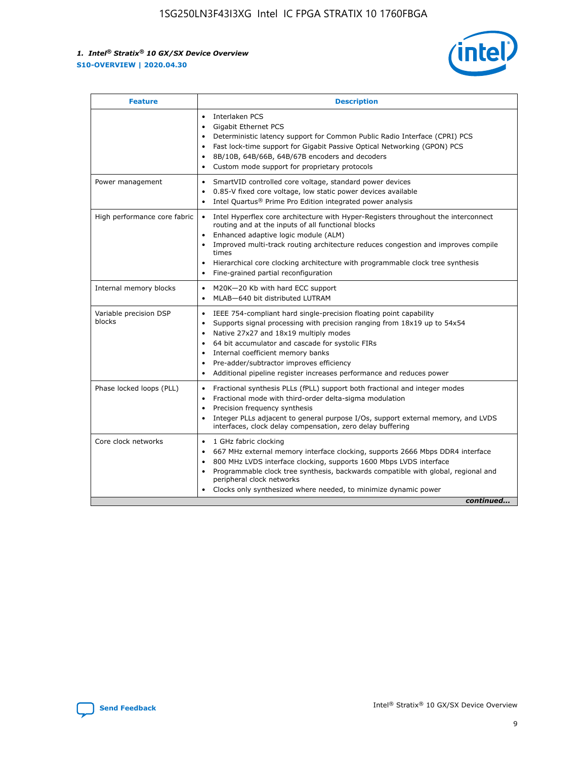| Feature | Description |
| --- | --- |
| | • Interlaken PCS<br>• Gigabit Ethernet PCS<br>• Deterministic latency support for Common Public Radio Interface (CPRI) PCS<br>• Fast lock-time support for Gigabit Passive Optical Networking (GPON) PCS<br>• 8B/10B, 64B/66B, 64B/67B encoders and decoders<br>• Custom mode support for proprietary protocols |
| Power management | • SmartVID controlled core voltage, standard power devices<br>• 0.85-V fixed core voltage, low static power devices available<br>• Intel Quartus® Prime Pro Edition integrated power analysis |
| High performance core fabric | • Intel Hyperflex core architecture with Hyper-Registers throughout the interconnect routing and at the inputs of all functional blocks<br>• Enhanced adaptive logic module (ALM)<br>• Improved multi-track routing architecture reduces congestion and improves compile times<br>• Hierarchical core clocking architecture with programmable clock tree synthesis<br>• Fine-grained partial reconfiguration |
| Internal memory blocks | • M20K—20 Kb with hard ECC support<br>• MLAB—640 bit distributed LUTRAM |
| Variable precision DSP blocks | • IEEE 754-compliant hard single-precision floating point capability<br>• Supports signal processing with precision ranging from 18x19 up to 54x54<br>• Native 27x27 and 18x19 multiply modes<br>• 64 bit accumulator and cascade for systolic FIRs<br>• Internal coefficient memory banks<br>• Pre-adder/subtractor improves efficiency<br>• Additional pipeline register increases performance and reduces power |
| Phase locked loops (PLL) | • Fractional synthesis PLLs (fPLL) support both fractional and integer modes<br>• Fractional mode with third-order delta-sigma modulation<br>• Precision frequency synthesis<br>• Integer PLLs adjacent to general purpose I/Os, support external memory, and LVDS interfaces, clock delay compensation, zero delay buffering |
| Core clock networks | • 1 GHz fabric clocking<br>• 667 MHz external memory interface clocking, supports 2666 Mbps DDR4 interface<br>• 800 MHz LVDS interface clocking, supports 1600 Mbps LVDS interface<br>• Programmable clock tree synthesis, backwards compatible with global, regional and peripheral clock networks<br>• Clocks only synthesized where needed, to minimize dynamic power |

*continued...*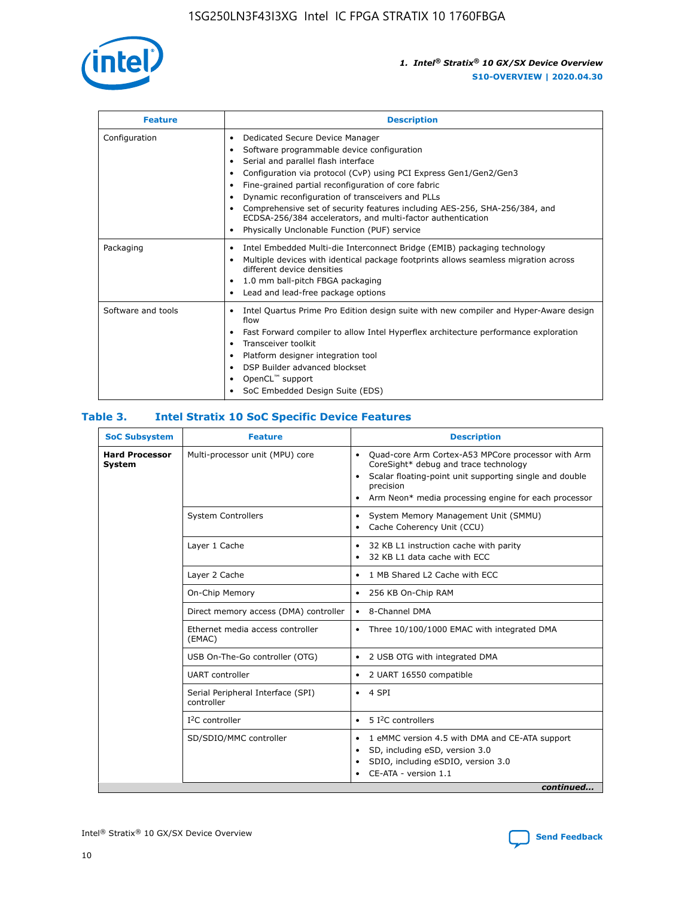| Feature | Description |
| --- | --- |
| Configuration | • Dedicated Secure Device Manager<br>• Software programmable device configuration<br>• Serial and parallel flash interface<br>• Configuration via protocol (CvP) using PCI Express Gen1/Gen2/Gen3<br>• Fine-grained partial reconfiguration of core fabric<br>• Dynamic reconfiguration of transceivers and PLLs<br>• Comprehensive set of security features including AES-256, SHA-256/384, and ECDSA-256/384 accelerators, and multi-factor authentication<br>• Physically Unclonable Function (PUF) service |
| Packaging | • Intel Embedded Multi-die Interconnect Bridge (EMIB) packaging technology<br>• Multiple devices with identical package footprints allows seamless migration across different device densities<br>• 1.0 mm ball-pitch FBGA packaging<br>• Lead and lead-free package options |
| Software and tools | • Intel Quartus Prime Pro Edition design suite with new compiler and Hyper-Aware design flow<br>• Fast Forward compiler to allow Intel Hyperflex architecture performance exploration<br>• Transceiver toolkit<br>• Platform designer integration tool<br>• DSP Builder advanced blockset<br>• OpenCL™ support<br>• SoC Embedded Design Suite (EDS) |

## Table 3. Intel Stratix 10 SoC Specific Device Features

| SoC Subsystem | Feature | Description |
| --- | --- | --- |
| **Hard Processor System** | Multi-processor unit (MPU) core | • Quad-core Arm Cortex-A53 MPCore processor with Arm CoreSight* debug and trace technology<br>• Scalar floating-point unit supporting single and double precision<br>• Arm Neon* media processing engine for each processor |
| | System Controllers | • System Memory Management Unit (SMMU)<br>• Cache Coherency Unit (CCU) |
| | Layer 1 Cache | • 32 KB L1 instruction cache with parity<br>• 32 KB L1 data cache with ECC |
| | Layer 2 Cache | • 1 MB Shared L2 Cache with ECC |
| | On-Chip Memory | • 256 KB On-Chip RAM |
| | Direct memory access (DMA) controller | • 8-Channel DMA |
| | Ethernet media access controller (EMAC) | • Three 10/100/1000 EMAC with integrated DMA |
| | USB On-The-Go controller (OTG) | • 2 USB OTG with integrated DMA |
| | UART controller | • 2 UART 16550 compatible |
| | Serial Peripheral Interface (SPI) controller | • 4 SPI |
| | I²C controller | • 5 I²C controllers |
| | SD/SDIO/MMC controller | • 1 eMMC version 4.5 with DMA and CE-ATA support<br>• SD, including eSD, version 3.0<br>• SDIO, including eSDIO, version 3.0<br>• CE-ATA - version 1.1 |

*continued...*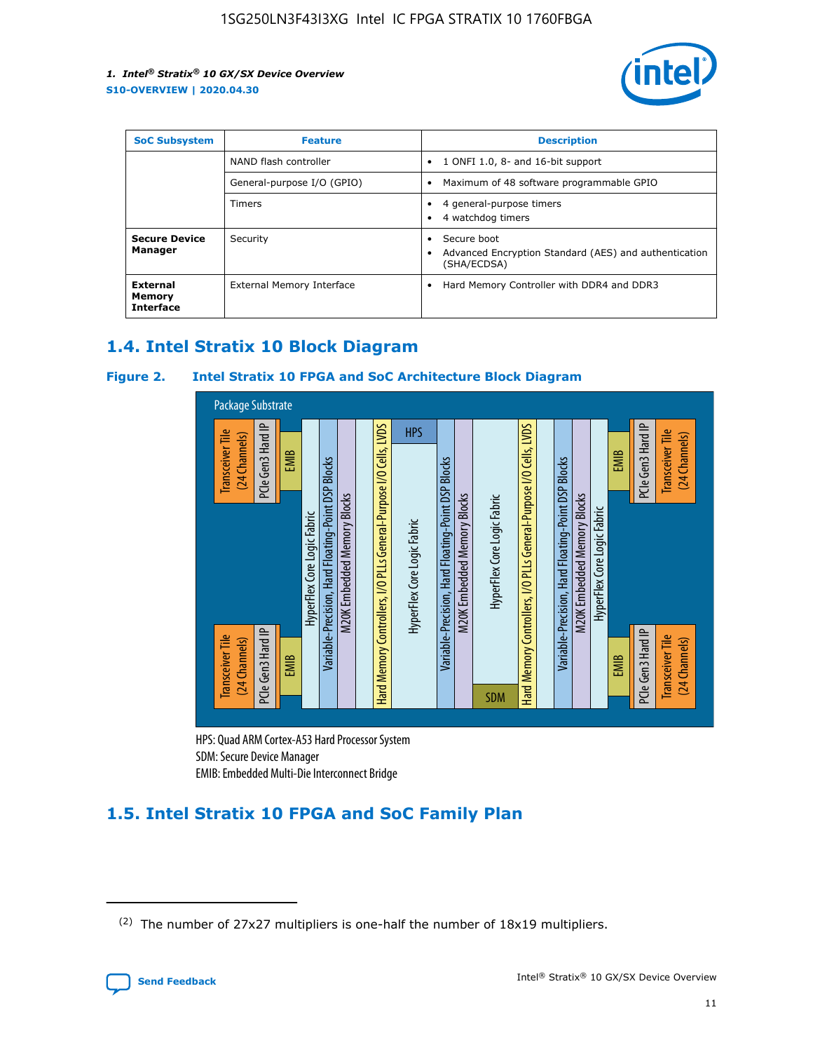| SoC Subsystem | Feature | Description |
| --- | --- | --- |
| | NAND flash controller | • 1 ONFI 1.0, 8- and 16-bit support |
| | General-purpose I/O (GPIO) | • Maximum of 48 software programmable GPIO |
| | Timers | • 4 general-purpose timers<br>• 4 watchdog timers |
| **Secure Device Manager** | Security | • Secure boot<br>• Advanced Encryption Standard (AES) and authentication (SHA/ECDSA) |
| **External Memory Interface** | External Memory Interface | • Hard Memory Controller with DDR4 and DDR3 |

## 1.4. Intel Stratix 10 Block Diagram

**Figure 2. Intel Stratix 10 FPGA and SoC Architecture Block Diagram**

Package Substrate

Transceiver Tile (24 Channels) | PCIe Gen3 Hard IP | EMIB | HyperFlex Core Logic Fabric | Variable-Precision, Hard Floating-Point DSP Blocks | M20K Embedded Memory Blocks | Hard Memory Controllers, I/O PLLs General-Purpose I/O Cells, LVDS | HPS | HyperFlex Core Logic Fabric | Variable-Precision, Hard Floating-Point DSP Blocks | M20K Embedded Memory Blocks | HyperFlex Core Logic Fabric | SDM | Hard Memory Controllers, I/O PLLs General-Purpose I/O Cells, LVDS | Variable-Precision, Hard Floating-Point DSP Blocks | M20K Embedded Memory Blocks | HyperFlex Core Logic Fabric | EMIB | PCIe Gen3 Hard IP | Transceiver Tile (24 Channels)

HPS: Quad ARM Cortex-A53 Hard Processor System
SDM: Secure Device Manager
EMIB: Embedded Multi-Die Interconnect Bridge

## 1.5. Intel Stratix 10 FPGA and SoC Family Plan

(2) The number of 27x27 multipliers is one-half the number of 18x19 multipliers.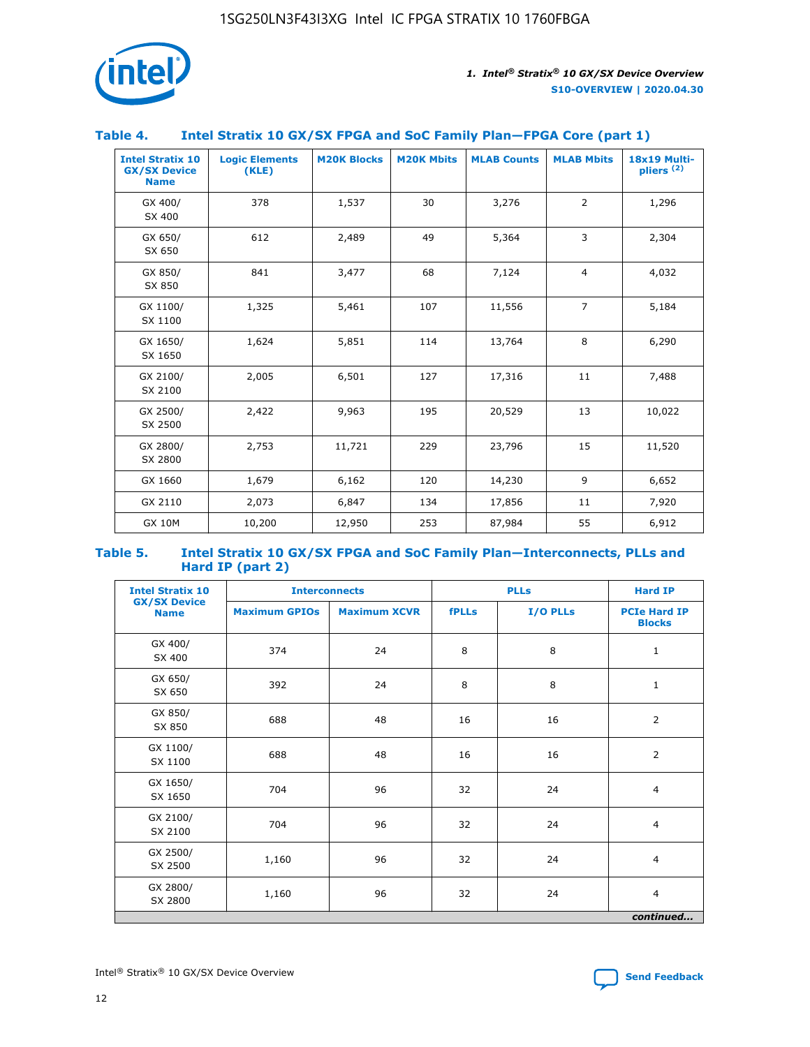## Table 4. Intel Stratix 10 GX/SX FPGA and SoC Family Plan—FPGA Core (part 1)

| Intel Stratix 10 GX/SX Device Name | Logic Elements (KLE) | M20K Blocks | M20K Mbits | MLAB Counts | MLAB Mbits | 18x19 Multi-pliers (2) |
|---|---|---|---|---|---|---|
| GX 400/ SX 400 | 378 | 1,537 | 30 | 3,276 | 2 | 1,296 |
| GX 650/ SX 650 | 612 | 2,489 | 49 | 5,364 | 3 | 2,304 |
| GX 850/ SX 850 | 841 | 3,477 | 68 | 7,124 | 4 | 4,032 |
| GX 1100/ SX 1100 | 1,325 | 5,461 | 107 | 11,556 | 7 | 5,184 |
| GX 1650/ SX 1650 | 1,624 | 5,851 | 114 | 13,764 | 8 | 6,290 |
| GX 2100/ SX 2100 | 2,005 | 6,501 | 127 | 17,316 | 11 | 7,488 |
| GX 2500/ SX 2500 | 2,422 | 9,963 | 195 | 20,529 | 13 | 10,022 |
| GX 2800/ SX 2800 | 2,753 | 11,721 | 229 | 23,796 | 15 | 11,520 |
| GX 1660 | 1,679 | 6,162 | 120 | 14,230 | 9 | 6,652 |
| GX 2110 | 2,073 | 6,847 | 134 | 17,856 | 11 | 7,920 |
| GX 10M | 10,200 | 12,950 | 253 | 87,984 | 55 | 6,912 |

## Table 5. Intel Stratix 10 GX/SX FPGA and SoC Family Plan—Interconnects, PLLs and Hard IP (part 2)

| Intel Stratix 10 GX/SX Device Name | Interconnects | | PLLs | | Hard IP |
|---|---|---|---|---|---|
| | Maximum GPIOs | Maximum XCVR | fPLLs | I/O PLLs | PCIe Hard IP Blocks |
| GX 400/ SX 400 | 374 | 24 | 8 | 8 | 1 |
| GX 650/ SX 650 | 392 | 24 | 8 | 8 | 1 |
| GX 850/ SX 850 | 688 | 48 | 16 | 16 | 2 |
| GX 1100/ SX 1100 | 688 | 48 | 16 | 16 | 2 |
| GX 1650/ SX 1650 | 704 | 96 | 32 | 24 | 4 |
| GX 2100/ SX 2100 | 704 | 96 | 32 | 24 | 4 |
| GX 2500/ SX 2500 | 1,160 | 96 | 32 | 24 | 4 |
| GX 2800/ SX 2800 | 1,160 | 96 | 32 | 24 | 4 |

*continued...*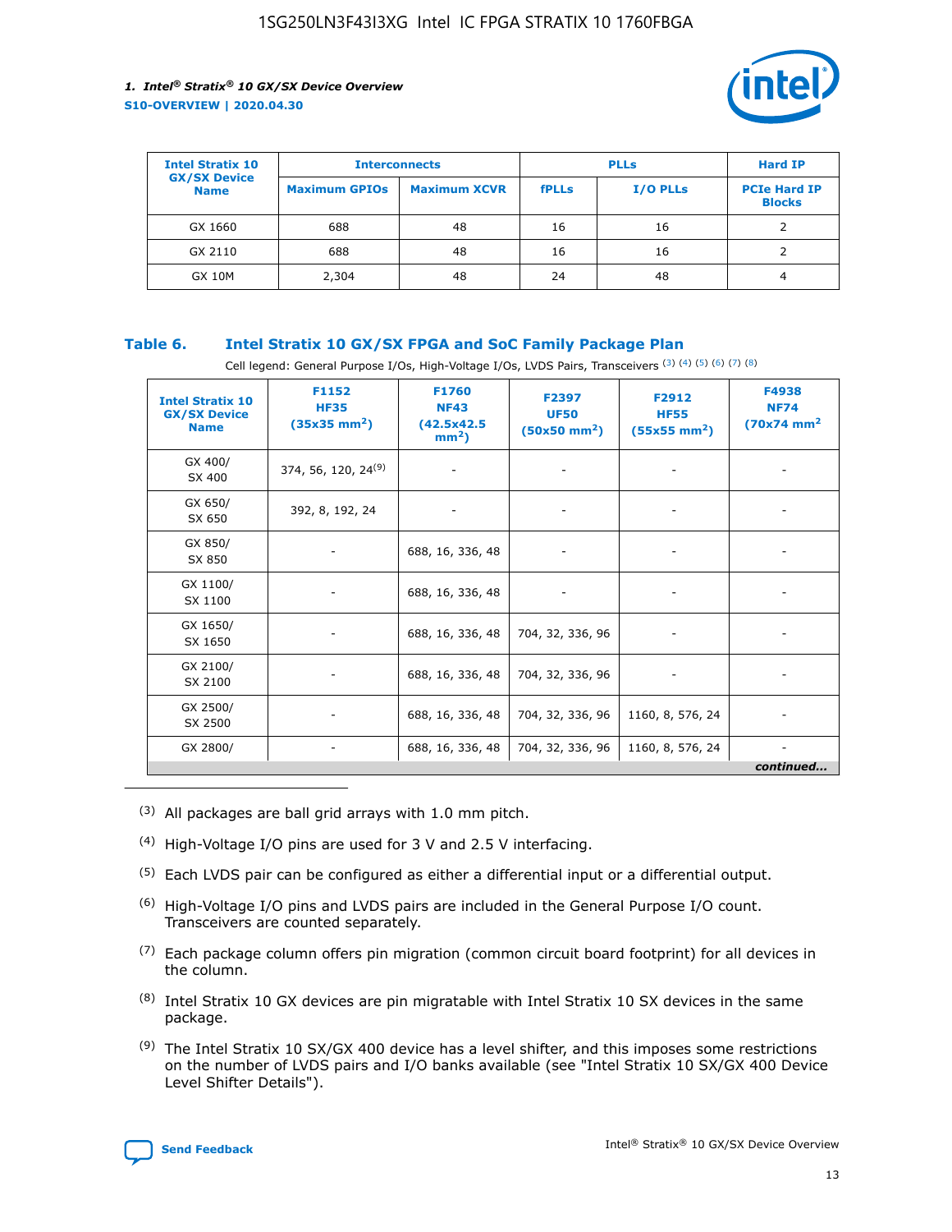| Intel Stratix 10 GX/SX Device Name | Interconnects | | PLLs | | Hard IP |
|---|---|---|---|---|---|
| | Maximum GPIOs | Maximum XCVR | fPLLs | I/O PLLs | PCIe Hard IP Blocks |
| GX 1660 | 688 | 48 | 16 | 16 | 2 |
| GX 2110 | 688 | 48 | 16 | 16 | 2 |
| GX 10M | 2,304 | 48 | 24 | 48 | 4 |

### Table 6. Intel Stratix 10 GX/SX FPGA and SoC Family Package Plan

Cell legend: General Purpose I/Os, High-Voltage I/Os, LVDS Pairs, Transceivers [(3)] [(4)] [(5)] [(6)] [(7)] [(8)]

| Intel Stratix 10 GX/SX Device Name | F1152 HF35 (35x35 mm$^2$) | F1760 NF43 (42.5x42.5 mm$^2$) | F2397 UF50 (50x50 mm$^2$) | F2912 HF55 (55x55 mm$^2$) | F4938 NF74 (70x74 mm$^2$ |
|---|---|---|---|---|---|
| GX 400/ SX 400 | 374, 56, 120, 24[(9)] | - | - | - | - |
| GX 650/ SX 650 | 392, 8, 192, 24 | - | - | - | - |
| GX 850/ SX 850 | - | 688, 16, 336, 48 | - | - | - |
| GX 1100/ SX 1100 | - | 688, 16, 336, 48 | - | - | - |
| GX 1650/ SX 1650 | - | 688, 16, 336, 48 | 704, 32, 336, 96 | - | - |
| GX 2100/ SX 2100 | - | 688, 16, 336, 48 | 704, 32, 336, 96 | - | - |
| GX 2500/ SX 2500 | - | 688, 16, 336, 48 | 704, 32, 336, 96 | 1160, 8, 576, 24 | - |
| GX 2800/ | - | 688, 16, 336, 48 | 704, 32, 336, 96 | 1160, 8, 576, 24 | - |

*continued...*

(3) All packages are ball grid arrays with 1.0 mm pitch.

(4) High-Voltage I/O pins are used for 3 V and 2.5 V interfacing.

(5) Each LVDS pair can be configured as either a differential input or a differential output.

(6) High-Voltage I/O pins and LVDS pairs are included in the General Purpose I/O count. Transceivers are counted separately.

(7) Each package column offers pin migration (common circuit board footprint) for all devices in the column.

(8) Intel Stratix 10 GX devices are pin migratable with Intel Stratix 10 SX devices in the same package.

(9) The Intel Stratix 10 SX/GX 400 device has a level shifter, and this imposes some restrictions on the number of LVDS pairs and I/O banks available (see "Intel Stratix 10 SX/GX 400 Device Level Shifter Details").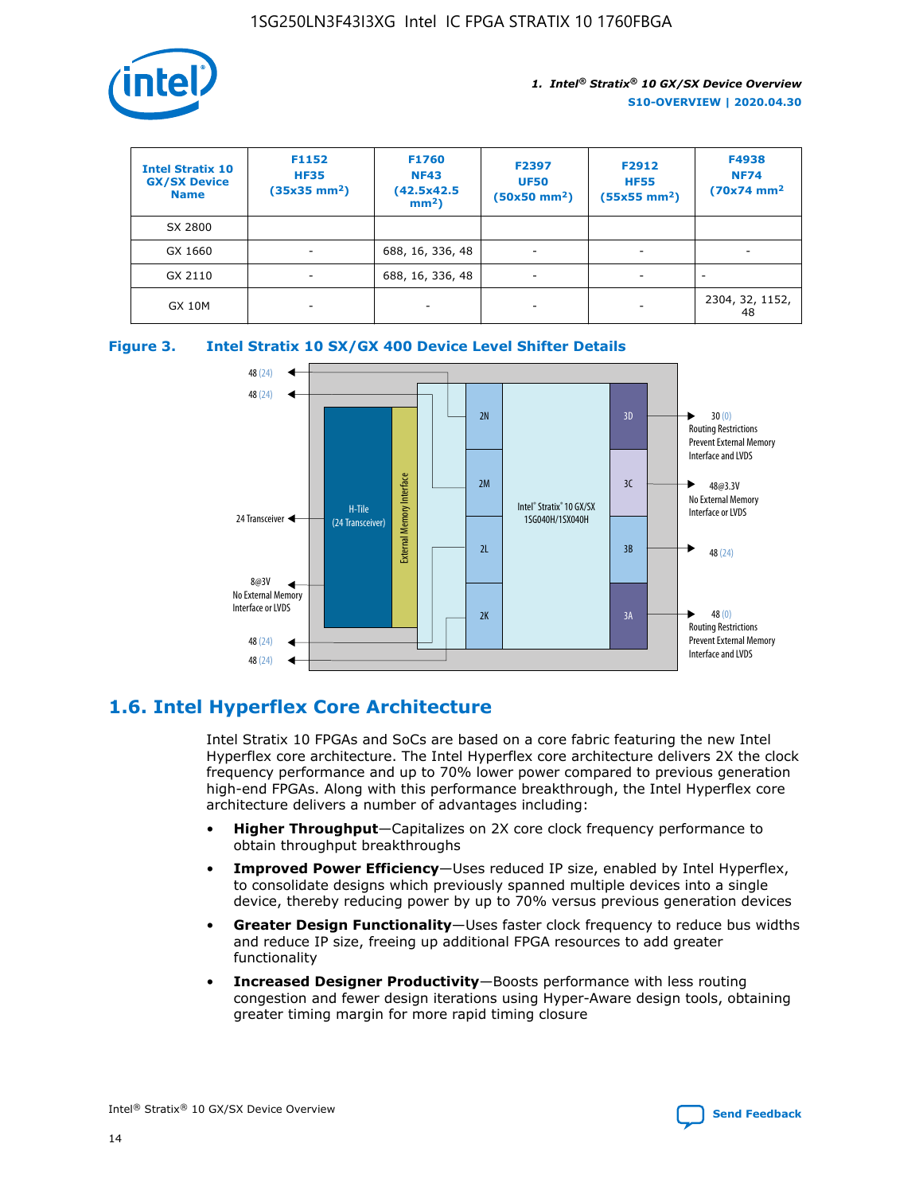| Intel Stratix 10 GX/SX Device Name | F1152 HF35 (35x35 mm²) | F1760 NF43 (42.5x42.5 mm²) | F2397 UF50 (50x50 mm²) | F2912 HF55 (55x55 mm²) | F4938 NF74 (70x74 mm² |
|---|---|---|---|---|---|
| SX 2800 | | | | | |
| GX 1660 | - | 688, 16, 336, 48 | - | - | - |
| GX 2110 | - | 688, 16, 336, 48 | - | - | - |
| GX 10M | - | - | - | - | 2304, 32, 1152, 48 |

**Figure 3. Intel Stratix 10 SX/GX 400 Device Level Shifter Details**

## 1.6. Intel Hyperflex Core Architecture

Intel Stratix 10 FPGAs and SoCs are based on a core fabric featuring the new Intel Hyperflex core architecture. The Intel Hyperflex core architecture delivers 2X the clock frequency performance and up to 70% lower power compared to previous generation high-end FPGAs. Along with this performance breakthrough, the Intel Hyperflex core architecture delivers a number of advantages including:

- **Higher Throughput**—Capitalizes on 2X core clock frequency performance to obtain throughput breakthroughs
- **Improved Power Efficiency**—Uses reduced IP size, enabled by Intel Hyperflex, to consolidate designs which previously spanned multiple devices into a single device, thereby reducing power by up to 70% versus previous generation devices
- **Greater Design Functionality**—Uses faster clock frequency to reduce bus widths and reduce IP size, freeing up additional FPGA resources to add greater functionality
- **Increased Designer Productivity**—Boosts performance with less routing congestion and fewer design iterations using Hyper-Aware design tools, obtaining greater timing margin for more rapid timing closure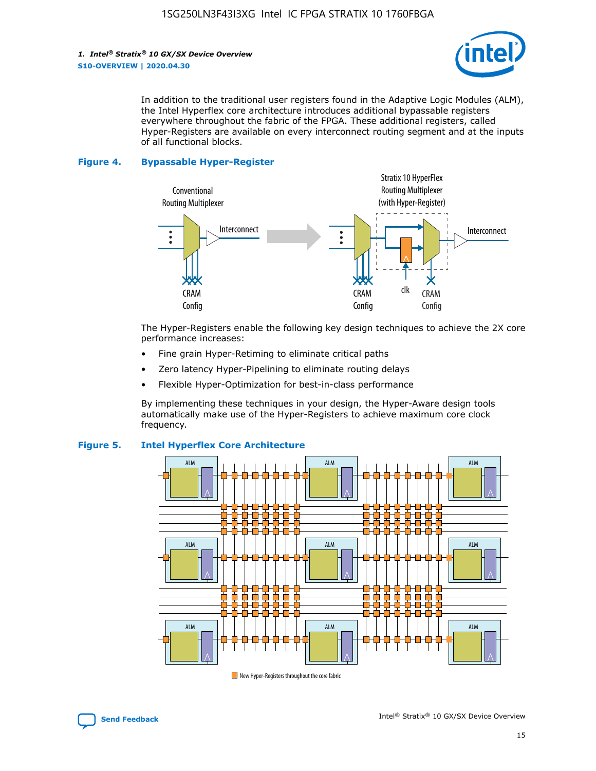In addition to the traditional user registers found in the Adaptive Logic Modules (ALM), the Intel Hyperflex core architecture introduces additional bypassable registers everywhere throughout the fabric of the FPGA. These additional registers, called Hyper-Registers are available on every interconnect routing segment and at the inputs of all functional blocks.

**Figure 4. Bypassable Hyper-Register**

The Hyper-Registers enable the following key design techniques to achieve the 2X core performance increases:

- Fine grain Hyper-Retiming to eliminate critical paths
- Zero latency Hyper-Pipelining to eliminate routing delays
- Flexible Hyper-Optimization for best-in-class performance

By implementing these techniques in your design, the Hyper-Aware design tools automatically make use of the Hyper-Registers to achieve maximum core clock frequency.

**Figure 5. Intel Hyperflex Core Architecture**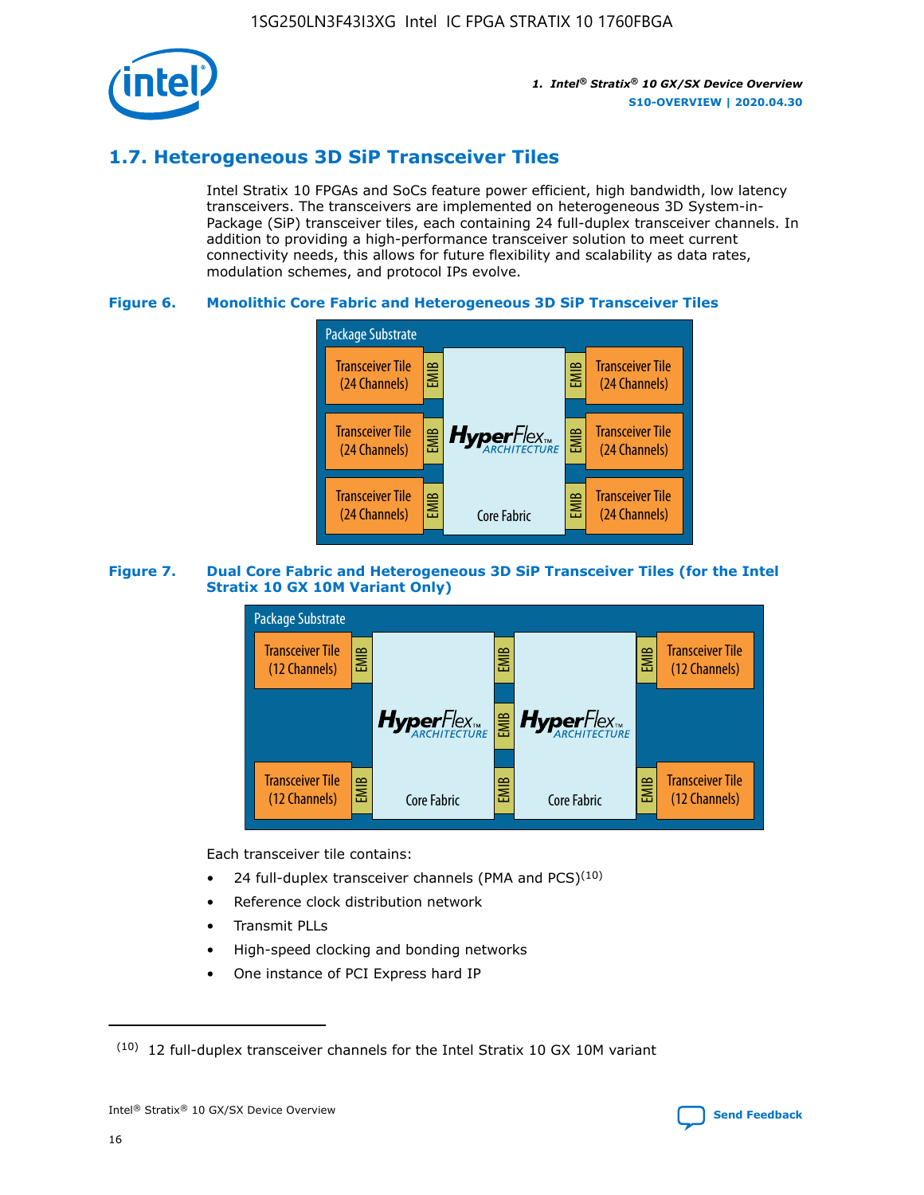## 1.7. Heterogeneous 3D SiP Transceiver Tiles

Intel Stratix 10 FPGAs and SoCs feature power efficient, high bandwidth, low latency transceivers. The transceivers are implemented on heterogeneous 3D System-in-Package (SiP) transceiver tiles, each containing 24 full-duplex transceiver channels. In addition to providing a high-performance transceiver solution to meet current connectivity needs, this allows for future flexibility and scalability as data rates, modulation schemes, and protocol IPs evolve.

**Figure 6. Monolithic Core Fabric and Heterogeneous 3D SiP Transceiver Tiles**

Package Substrate

Transceiver Tile (24 Channels) | EMIB | HyperFlex ARCHITECTURE Core Fabric | EMIB | Transceiver Tile (24 Channels)

Transceiver Tile (24 Channels) | EMIB | | EMIB | Transceiver Tile (24 Channels)

Transceiver Tile (24 Channels) | EMIB | | EMIB | Transceiver Tile (24 Channels)

**Figure 7. Dual Core Fabric and Heterogeneous 3D SiP Transceiver Tiles (for the Intel Stratix 10 GX 10M Variant Only)**

Package Substrate

Transceiver Tile (12 Channels) | EMIB | HyperFlex ARCHITECTURE Core Fabric | EMIB | HyperFlex ARCHITECTURE Core Fabric | EMIB | Transceiver Tile (12 Channels)

Transceiver Tile (12 Channels) | EMIB | | EMIB | | EMIB | Transceiver Tile (12 Channels)

Each transceiver tile contains:

- 24 full-duplex transceiver channels (PMA and PCS)[10]
- Reference clock distribution network
- Transmit PLLs
- High-speed clocking and bonding networks
- One instance of PCI Express hard IP

(10) 12 full-duplex transceiver channels for the Intel Stratix 10 GX 10M variant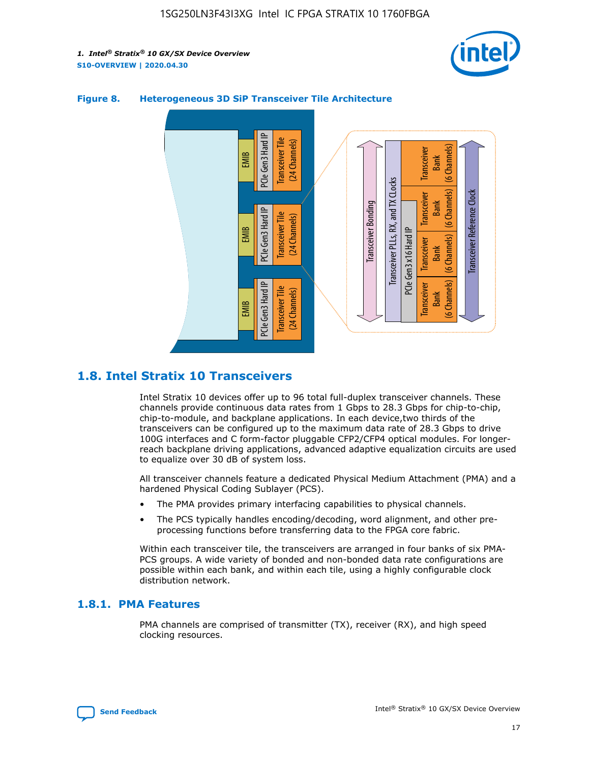**Figure 8. Heterogeneous 3D SiP Transceiver Tile Architecture**

## 1.8. Intel Stratix 10 Transceivers

Intel Stratix 10 devices offer up to 96 total full-duplex transceiver channels. These channels provide continuous data rates from 1 Gbps to 28.3 Gbps for chip-to-chip, chip-to-module, and backplane applications. In each device,two thirds of the transceivers can be configured up to the maximum data rate of 28.3 Gbps to drive 100G interfaces and C form-factor pluggable CFP2/CFP4 optical modules. For longer-reach backplane driving applications, advanced adaptive equalization circuits are used to equalize over 30 dB of system loss.

All transceiver channels feature a dedicated Physical Medium Attachment (PMA) and a hardened Physical Coding Sublayer (PCS).

- The PMA provides primary interfacing capabilities to physical channels.
- The PCS typically handles encoding/decoding, word alignment, and other pre-processing functions before transferring data to the FPGA core fabric.

Within each transceiver tile, the transceivers are arranged in four banks of six PMA-PCS groups. A wide variety of bonded and non-bonded data rate configurations are possible within each bank, and within each tile, using a highly configurable clock distribution network.

### 1.8.1. PMA Features

PMA channels are comprised of transmitter (TX), receiver (RX), and high speed clocking resources.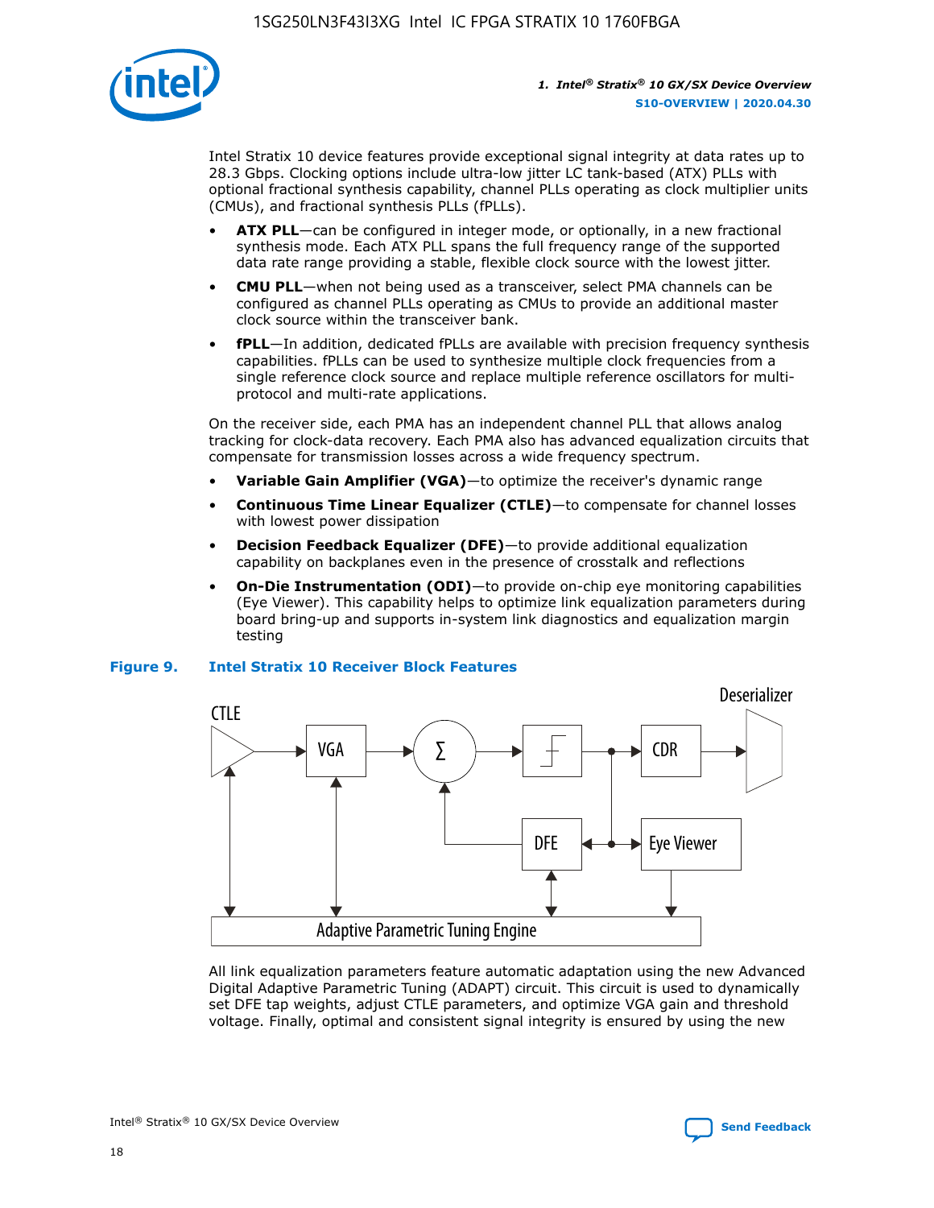Intel Stratix 10 device features provide exceptional signal integrity at data rates up to 28.3 Gbps. Clocking options include ultra-low jitter LC tank-based (ATX) PLLs with optional fractional synthesis capability, channel PLLs operating as clock multiplier units (CMUs), and fractional synthesis PLLs (fPLLs).

- **ATX PLL**—can be configured in integer mode, or optionally, in a new fractional synthesis mode. Each ATX PLL spans the full frequency range of the supported data rate range providing a stable, flexible clock source with the lowest jitter.
- **CMU PLL**—when not being used as a transceiver, select PMA channels can be configured as channel PLLs operating as CMUs to provide an additional master clock source within the transceiver bank.
- **fPLL**—In addition, dedicated fPLLs are available with precision frequency synthesis capabilities. fPLLs can be used to synthesize multiple clock frequencies from a single reference clock source and replace multiple reference oscillators for multi-protocol and multi-rate applications.

On the receiver side, each PMA has an independent channel PLL that allows analog tracking for clock-data recovery. Each PMA also has advanced equalization circuits that compensate for transmission losses across a wide frequency spectrum.

- **Variable Gain Amplifier (VGA)**—to optimize the receiver's dynamic range
- **Continuous Time Linear Equalizer (CTLE)**—to compensate for channel losses with lowest power dissipation
- **Decision Feedback Equalizer (DFE)**—to provide additional equalization capability on backplanes even in the presence of crosstalk and reflections
- **On-Die Instrumentation (ODI)**—to provide on-chip eye monitoring capabilities (Eye Viewer). This capability helps to optimize link equalization parameters during board bring-up and supports in-system link diagnostics and equalization margin testing

**Figure 9. Intel Stratix 10 Receiver Block Features**

All link equalization parameters feature automatic adaptation using the new Advanced Digital Adaptive Parametric Tuning (ADAPT) circuit. This circuit is used to dynamically set DFE tap weights, adjust CTLE parameters, and optimize VGA gain and threshold voltage. Finally, optimal and consistent signal integrity is ensured by using the new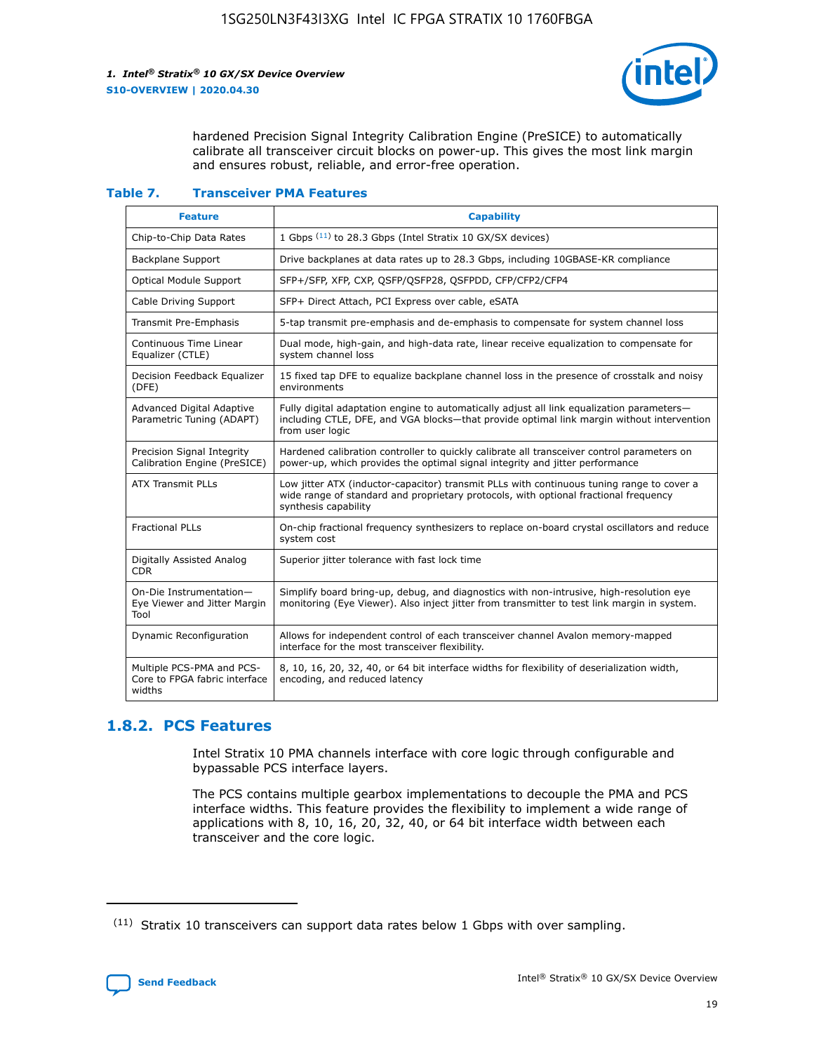hardened Precision Signal Integrity Calibration Engine (PreSICE) to automatically calibrate all transceiver circuit blocks on power-up. This gives the most link margin and ensures robust, reliable, and error-free operation.

**Table 7. Transceiver PMA Features**

| Feature | Capability |
|---|---|
| Chip-to-Chip Data Rates | 1 Gbps [11] to 28.3 Gbps (Intel Stratix 10 GX/SX devices) |
| Backplane Support | Drive backplanes at data rates up to 28.3 Gbps, including 10GBASE-KR compliance |
| Optical Module Support | SFP+/SFP, XFP, CXP, QSFP/QSFP28, QSFPDD, CFP/CFP2/CFP4 |
| Cable Driving Support | SFP+ Direct Attach, PCI Express over cable, eSATA |
| Transmit Pre-Emphasis | 5-tap transmit pre-emphasis and de-emphasis to compensate for system channel loss |
| Continuous Time Linear Equalizer (CTLE) | Dual mode, high-gain, and high-data rate, linear receive equalization to compensate for system channel loss |
| Decision Feedback Equalizer (DFE) | 15 fixed tap DFE to equalize backplane channel loss in the presence of crosstalk and noisy environments |
| Advanced Digital Adaptive Parametric Tuning (ADAPT) | Fully digital adaptation engine to automatically adjust all link equalization parameters—including CTLE, DFE, and VGA blocks—that provide optimal link margin without intervention from user logic |
| Precision Signal Integrity Calibration Engine (PreSICE) | Hardened calibration controller to quickly calibrate all transceiver control parameters on power-up, which provides the optimal signal integrity and jitter performance |
| ATX Transmit PLLs | Low jitter ATX (inductor-capacitor) transmit PLLs with continuous tuning range to cover a wide range of standard and proprietary protocols, with optional fractional frequency synthesis capability |
| Fractional PLLs | On-chip fractional frequency synthesizers to replace on-board crystal oscillators and reduce system cost |
| Digitally Assisted Analog CDR | Superior jitter tolerance with fast lock time |
| On-Die Instrumentation—Eye Viewer and Jitter Margin Tool | Simplify board bring-up, debug, and diagnostics with non-intrusive, high-resolution eye monitoring (Eye Viewer). Also inject jitter from transmitter to test link margin in system. |
| Dynamic Reconfiguration | Allows for independent control of each transceiver channel Avalon memory-mapped interface for the most transceiver flexibility. |
| Multiple PCS-PMA and PCS-Core to FPGA fabric interface widths | 8, 10, 16, 20, 32, 40, or 64 bit interface widths for flexibility of deserialization width, encoding, and reduced latency |

### 1.8.2. PCS Features

Intel Stratix 10 PMA channels interface with core logic through configurable and bypassable PCS interface layers.

The PCS contains multiple gearbox implementations to decouple the PMA and PCS interface widths. This feature provides the flexibility to implement a wide range of applications with 8, 10, 16, 20, 32, 40, or 64 bit interface width between each transceiver and the core logic.

(11) Stratix 10 transceivers can support data rates below 1 Gbps with over sampling.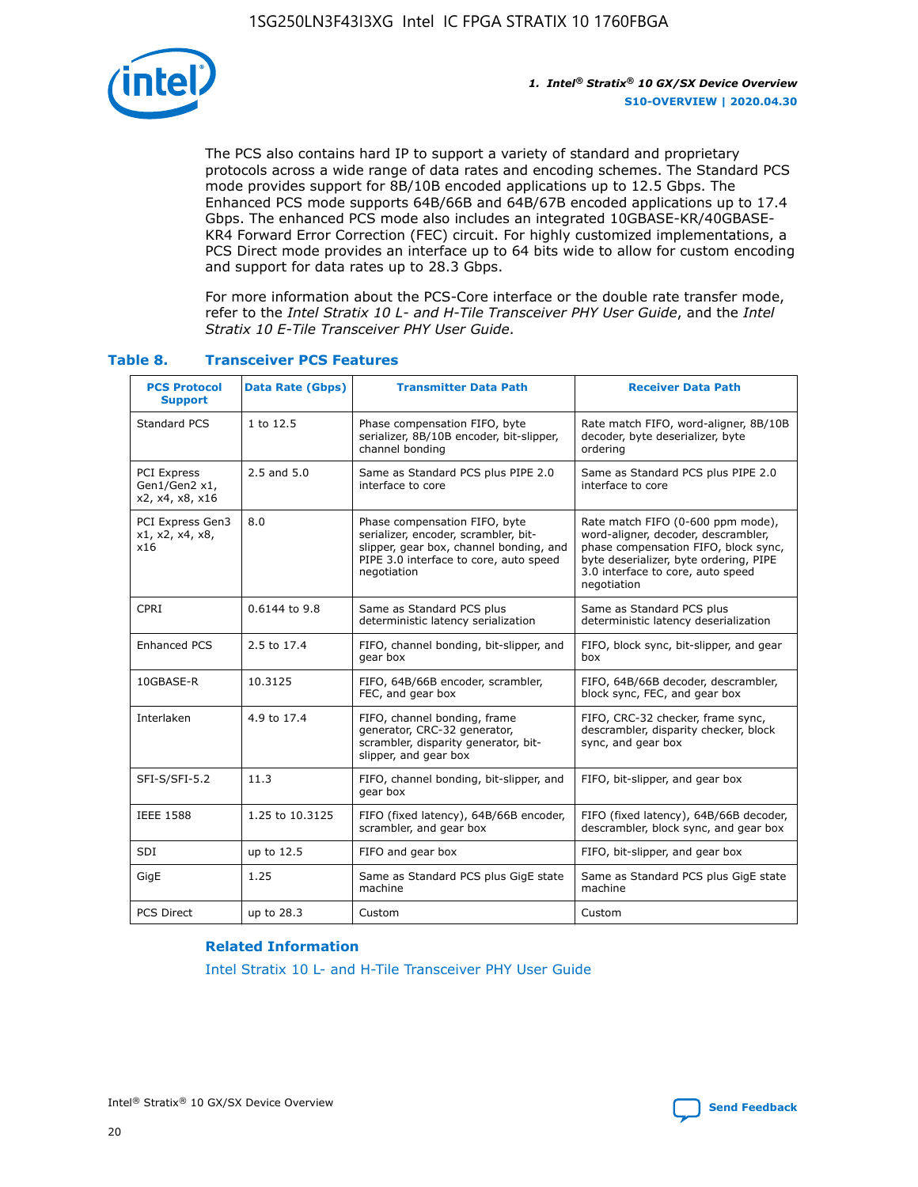The PCS also contains hard IP to support a variety of standard and proprietary protocols across a wide range of data rates and encoding schemes. The Standard PCS mode provides support for 8B/10B encoded applications up to 12.5 Gbps. The Enhanced PCS mode supports 64B/66B and 64B/67B encoded applications up to 17.4 Gbps. The enhanced PCS mode also includes an integrated 10GBASE-KR/40GBASE-KR4 Forward Error Correction (FEC) circuit. For highly customized implementations, a PCS Direct mode provides an interface up to 64 bits wide to allow for custom encoding and support for data rates up to 28.3 Gbps.

For more information about the PCS-Core interface or the double rate transfer mode, refer to the *Intel Stratix 10 L- and H-Tile Transceiver PHY User Guide*, and the *Intel Stratix 10 E-Tile Transceiver PHY User Guide*.

### Table 8. Transceiver PCS Features

| PCS Protocol Support | Data Rate (Gbps) | Transmitter Data Path | Receiver Data Path |
|---|---|---|---|
| Standard PCS | 1 to 12.5 | Phase compensation FIFO, byte serializer, 8B/10B encoder, bit-slipper, channel bonding | Rate match FIFO, word-aligner, 8B/10B decoder, byte deserializer, byte ordering |
| PCI Express Gen1/Gen2 x1, x2, x4, x8, x16 | 2.5 and 5.0 | Same as Standard PCS plus PIPE 2.0 interface to core | Same as Standard PCS plus PIPE 2.0 interface to core |
| PCI Express Gen3 x1, x2, x4, x8, x16 | 8.0 | Phase compensation FIFO, byte serializer, encoder, scrambler, bit-slipper, gear box, channel bonding, and PIPE 3.0 interface to core, auto speed negotiation | Rate match FIFO (0-600 ppm mode), word-aligner, decoder, descrambler, phase compensation FIFO, block sync, byte deserializer, byte ordering, PIPE 3.0 interface to core, auto speed negotiation |
| CPRI | 0.6144 to 9.8 | Same as Standard PCS plus deterministic latency serialization | Same as Standard PCS plus deterministic latency deserialization |
| Enhanced PCS | 2.5 to 17.4 | FIFO, channel bonding, bit-slipper, and gear box | FIFO, block sync, bit-slipper, and gear box |
| 10GBASE-R | 10.3125 | FIFO, 64B/66B encoder, scrambler, FEC, and gear box | FIFO, 64B/66B decoder, descrambler, block sync, FEC, and gear box |
| Interlaken | 4.9 to 17.4 | FIFO, channel bonding, frame generator, CRC-32 generator, scrambler, disparity generator, bit-slipper, and gear box | FIFO, CRC-32 checker, frame sync, descrambler, disparity checker, block sync, and gear box |
| SFI-S/SFI-5.2 | 11.3 | FIFO, channel bonding, bit-slipper, and gear box | FIFO, bit-slipper, and gear box |
| IEEE 1588 | 1.25 to 10.3125 | FIFO (fixed latency), 64B/66B encoder, scrambler, and gear box | FIFO (fixed latency), 64B/66B decoder, descrambler, block sync, and gear box |
| SDI | up to 12.5 | FIFO and gear box | FIFO, bit-slipper, and gear box |
| GigE | 1.25 | Same as Standard PCS plus GigE state machine | Same as Standard PCS plus GigE state machine |
| PCS Direct | up to 28.3 | Custom | Custom |

**Related Information**

Intel Stratix 10 L- and H-Tile Transceiver PHY User Guide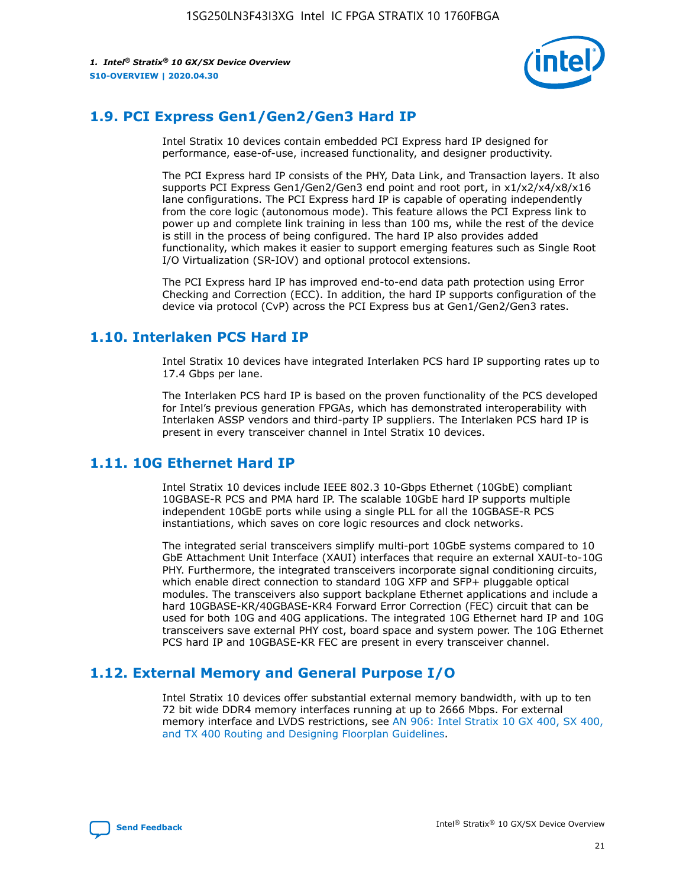## 1.9. PCI Express Gen1/Gen2/Gen3 Hard IP

Intel Stratix 10 devices contain embedded PCI Express hard IP designed for performance, ease-of-use, increased functionality, and designer productivity.

The PCI Express hard IP consists of the PHY, Data Link, and Transaction layers. It also supports PCI Express Gen1/Gen2/Gen3 end point and root port, in x1/x2/x4/x8/x16 lane configurations. The PCI Express hard IP is capable of operating independently from the core logic (autonomous mode). This feature allows the PCI Express link to power up and complete link training in less than 100 ms, while the rest of the device is still in the process of being configured. The hard IP also provides added functionality, which makes it easier to support emerging features such as Single Root I/O Virtualization (SR-IOV) and optional protocol extensions.

The PCI Express hard IP has improved end-to-end data path protection using Error Checking and Correction (ECC). In addition, the hard IP supports configuration of the device via protocol (CvP) across the PCI Express bus at Gen1/Gen2/Gen3 rates.

## 1.10. Interlaken PCS Hard IP

Intel Stratix 10 devices have integrated Interlaken PCS hard IP supporting rates up to 17.4 Gbps per lane.

The Interlaken PCS hard IP is based on the proven functionality of the PCS developed for Intel's previous generation FPGAs, which has demonstrated interoperability with Interlaken ASSP vendors and third-party IP suppliers. The Interlaken PCS hard IP is present in every transceiver channel in Intel Stratix 10 devices.

## 1.11. 10G Ethernet Hard IP

Intel Stratix 10 devices include IEEE 802.3 10-Gbps Ethernet (10GbE) compliant 10GBASE-R PCS and PMA hard IP. The scalable 10GbE hard IP supports multiple independent 10GbE ports while using a single PLL for all the 10GBASE-R PCS instantiations, which saves on core logic resources and clock networks.

The integrated serial transceivers simplify multi-port 10GbE systems compared to 10 GbE Attachment Unit Interface (XAUI) interfaces that require an external XAUI-to-10G PHY. Furthermore, the integrated transceivers incorporate signal conditioning circuits, which enable direct connection to standard 10G XFP and SFP+ pluggable optical modules. The transceivers also support backplane Ethernet applications and include a hard 10GBASE-KR/40GBASE-KR4 Forward Error Correction (FEC) circuit that can be used for both 10G and 40G applications. The integrated 10G Ethernet hard IP and 10G transceivers save external PHY cost, board space and system power. The 10G Ethernet PCS hard IP and 10GBASE-KR FEC are present in every transceiver channel.

## 1.12. External Memory and General Purpose I/O

Intel Stratix 10 devices offer substantial external memory bandwidth, with up to ten 72 bit wide DDR4 memory interfaces running at up to 2666 Mbps. For external memory interface and LVDS restrictions, see AN 906: Intel Stratix 10 GX 400, SX 400, and TX 400 Routing and Designing Floorplan Guidelines.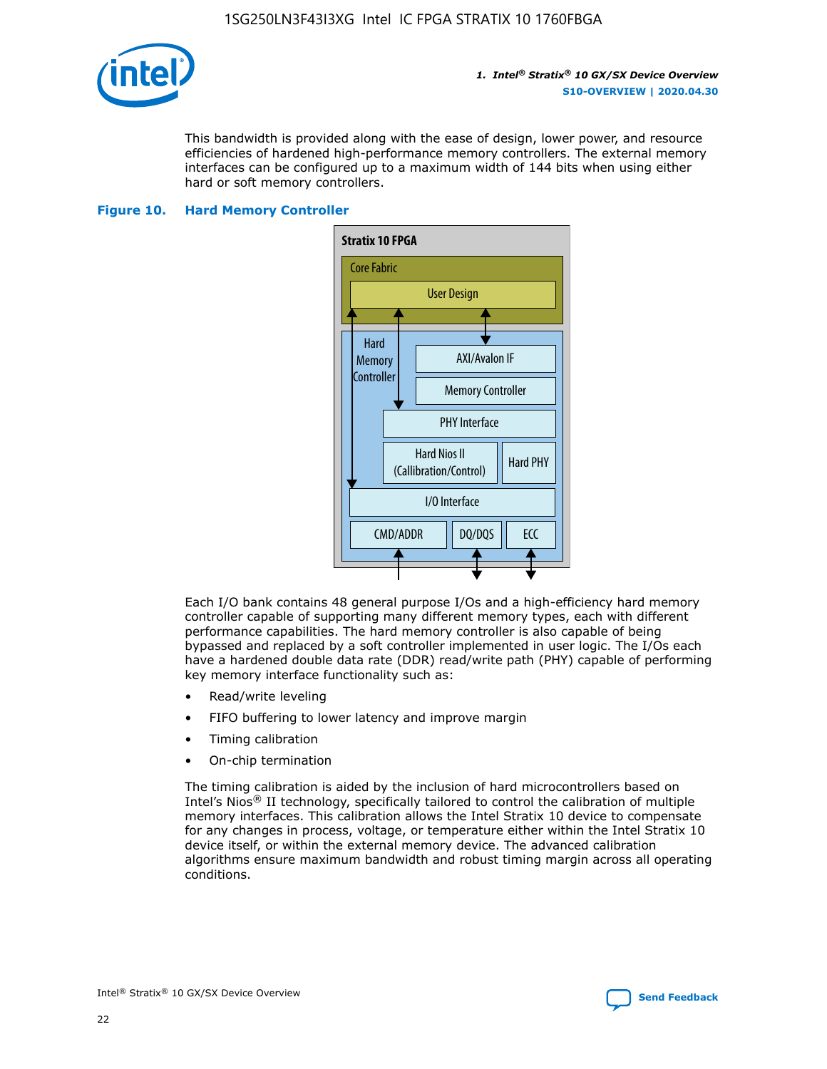This bandwidth is provided along with the ease of design, lower power, and resource efficiencies of hardened high-performance memory controllers. The external memory interfaces can be configured up to a maximum width of 144 bits when using either hard or soft memory controllers.

**Figure 10. Hard Memory Controller**

Each I/O bank contains 48 general purpose I/Os and a high-efficiency hard memory controller capable of supporting many different memory types, each with different performance capabilities. The hard memory controller is also capable of being bypassed and replaced by a soft controller implemented in user logic. The I/Os each have a hardened double data rate (DDR) read/write path (PHY) capable of performing key memory interface functionality such as:

- Read/write leveling
- FIFO buffering to lower latency and improve margin
- Timing calibration
- On-chip termination

The timing calibration is aided by the inclusion of hard microcontrollers based on Intel's Nios® II technology, specifically tailored to control the calibration of multiple memory interfaces. This calibration allows the Intel Stratix 10 device to compensate for any changes in process, voltage, or temperature either within the Intel Stratix 10 device itself, or within the external memory device. The advanced calibration algorithms ensure maximum bandwidth and robust timing margin across all operating conditions.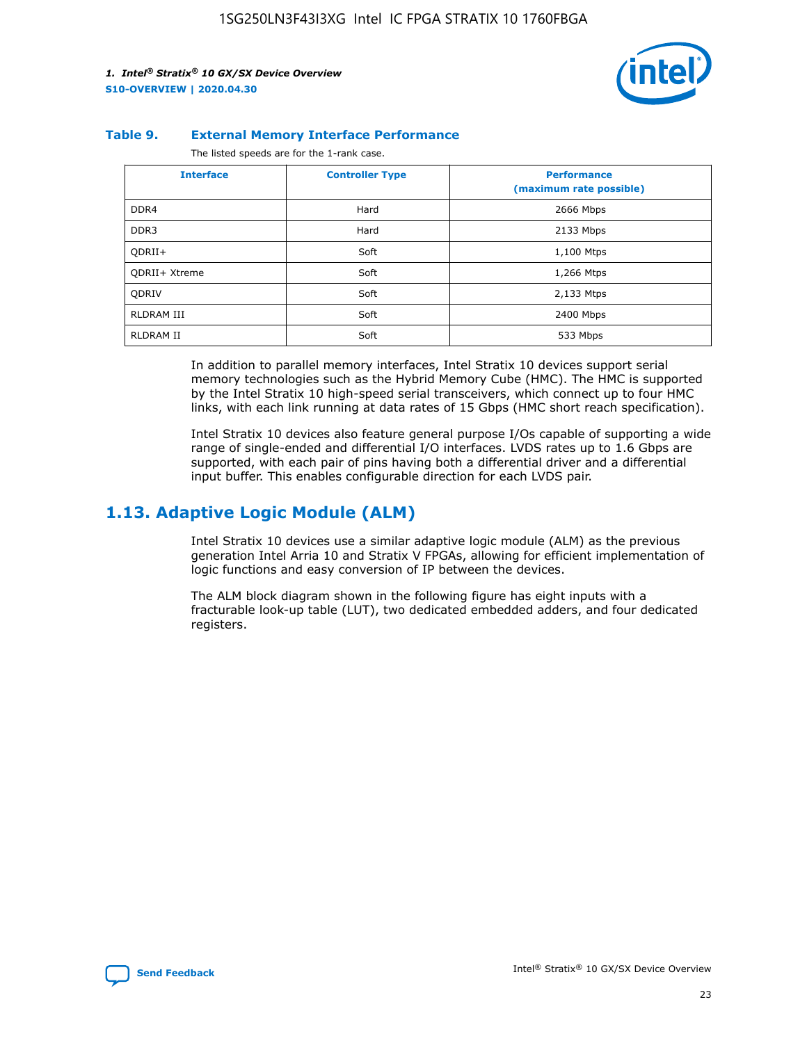**Table 9. External Memory Interface Performance**

The listed speeds are for the 1-rank case.

| Interface | Controller Type | Performance (maximum rate possible) |
|---|---|---|
| DDR4 | Hard | 2666 Mbps |
| DDR3 | Hard | 2133 Mbps |
| QDRII+ | Soft | 1,100 Mtps |
| QDRII+ Xtreme | Soft | 1,266 Mtps |
| QDRIV | Soft | 2,133 Mtps |
| RLDRAM III | Soft | 2400 Mbps |
| RLDRAM II | Soft | 533 Mbps |

In addition to parallel memory interfaces, Intel Stratix 10 devices support serial memory technologies such as the Hybrid Memory Cube (HMC). The HMC is supported by the Intel Stratix 10 high-speed serial transceivers, which connect up to four HMC links, with each link running at data rates of 15 Gbps (HMC short reach specification).

Intel Stratix 10 devices also feature general purpose I/Os capable of supporting a wide range of single-ended and differential I/O interfaces. LVDS rates up to 1.6 Gbps are supported, with each pair of pins having both a differential driver and a differential input buffer. This enables configurable direction for each LVDS pair.

## 1.13. Adaptive Logic Module (ALM)

Intel Stratix 10 devices use a similar adaptive logic module (ALM) as the previous generation Intel Arria 10 and Stratix V FPGAs, allowing for efficient implementation of logic functions and easy conversion of IP between the devices.

The ALM block diagram shown in the following figure has eight inputs with a fracturable look-up table (LUT), two dedicated embedded adders, and four dedicated registers.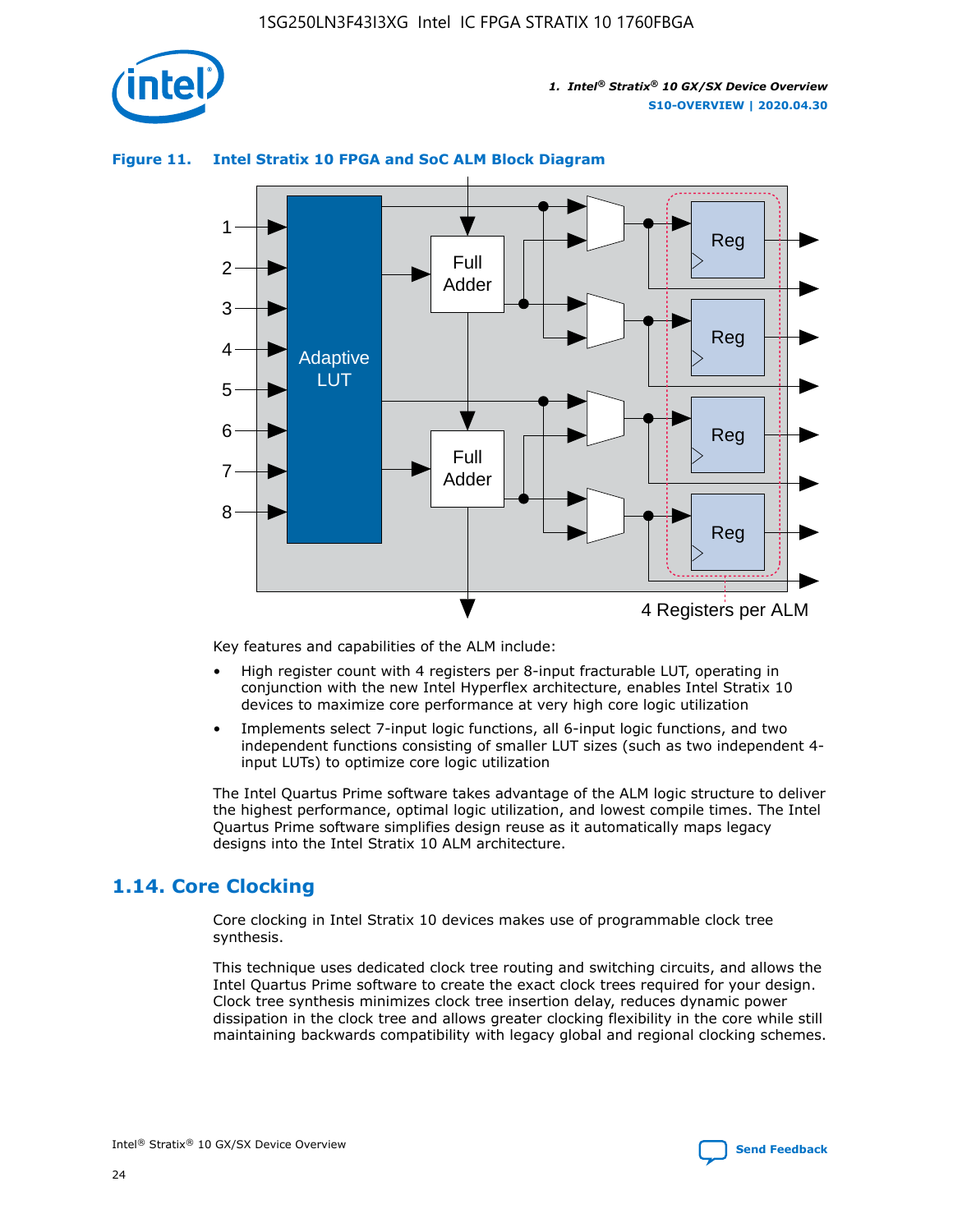**Figure 11. Intel Stratix 10 FPGA and SoC ALM Block Diagram**

Key features and capabilities of the ALM include:

- High register count with 4 registers per 8-input fracturable LUT, operating in conjunction with the new Intel Hyperflex architecture, enables Intel Stratix 10 devices to maximize core performance at very high core logic utilization
- Implements select 7-input logic functions, all 6-input logic functions, and two independent functions consisting of smaller LUT sizes (such as two independent 4-input LUTs) to optimize core logic utilization

The Intel Quartus Prime software takes advantage of the ALM logic structure to deliver the highest performance, optimal logic utilization, and lowest compile times. The Intel Quartus Prime software simplifies design reuse as it automatically maps legacy designs into the Intel Stratix 10 ALM architecture.

## 1.14. Core Clocking

Core clocking in Intel Stratix 10 devices makes use of programmable clock tree synthesis.

This technique uses dedicated clock tree routing and switching circuits, and allows the Intel Quartus Prime software to create the exact clock trees required for your design. Clock tree synthesis minimizes clock tree insertion delay, reduces dynamic power dissipation in the clock tree and allows greater clocking flexibility in the core while still maintaining backwards compatibility with legacy global and regional clocking schemes.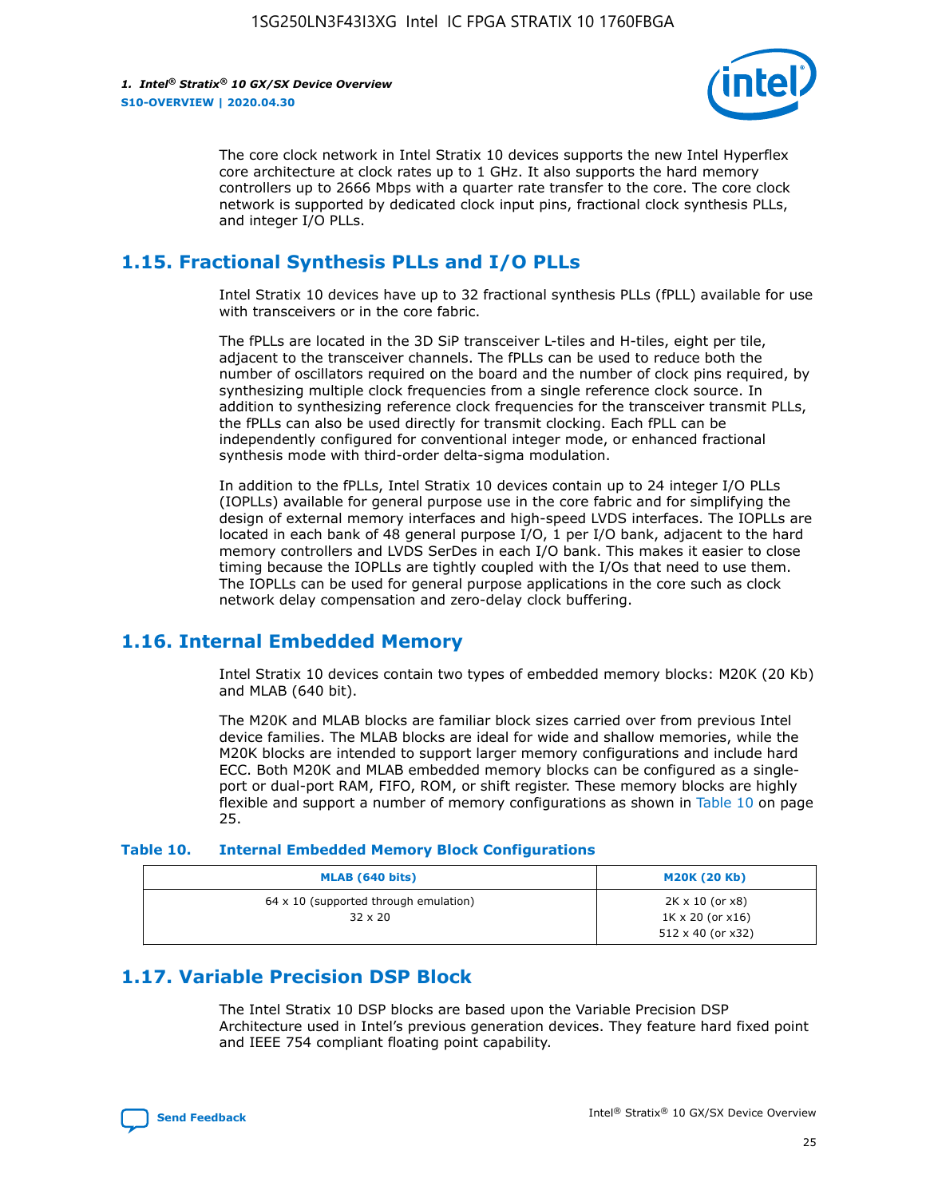The core clock network in Intel Stratix 10 devices supports the new Intel Hyperflex core architecture at clock rates up to 1 GHz. It also supports the hard memory controllers up to 2666 Mbps with a quarter rate transfer to the core. The core clock network is supported by dedicated clock input pins, fractional clock synthesis PLLs, and integer I/O PLLs.

## 1.15. Fractional Synthesis PLLs and I/O PLLs

Intel Stratix 10 devices have up to 32 fractional synthesis PLLs (fPLL) available for use with transceivers or in the core fabric.

The fPLLs are located in the 3D SiP transceiver L-tiles and H-tiles, eight per tile, adjacent to the transceiver channels. The fPLLs can be used to reduce both the number of oscillators required on the board and the number of clock pins required, by synthesizing multiple clock frequencies from a single reference clock source. In addition to synthesizing reference clock frequencies for the transceiver transmit PLLs, the fPLLs can also be used directly for transmit clocking. Each fPLL can be independently configured for conventional integer mode, or enhanced fractional synthesis mode with third-order delta-sigma modulation.

In addition to the fPLLs, Intel Stratix 10 devices contain up to 24 integer I/O PLLs (IOPLLs) available for general purpose use in the core fabric and for simplifying the design of external memory interfaces and high-speed LVDS interfaces. The IOPLLs are located in each bank of 48 general purpose I/O, 1 per I/O bank, adjacent to the hard memory controllers and LVDS SerDes in each I/O bank. This makes it easier to close timing because the IOPLLs are tightly coupled with the I/Os that need to use them. The IOPLLs can be used for general purpose applications in the core such as clock network delay compensation and zero-delay clock buffering.

## 1.16. Internal Embedded Memory

Intel Stratix 10 devices contain two types of embedded memory blocks: M20K (20 Kb) and MLAB (640 bit).

The M20K and MLAB blocks are familiar block sizes carried over from previous Intel device families. The MLAB blocks are ideal for wide and shallow memories, while the M20K blocks are intended to support larger memory configurations and include hard ECC. Both M20K and MLAB embedded memory blocks can be configured as a single-port or dual-port RAM, FIFO, ROM, or shift register. These memory blocks are highly flexible and support a number of memory configurations as shown in Table 10 on page 25.

**Table 10. Internal Embedded Memory Block Configurations**

| MLAB (640 bits) | M20K (20 Kb) |
|---|---|
| 64 x 10 (supported through emulation)<br>32 x 20 | 2K x 10 (or x8)<br>1K x 20 (or x16)<br>512 x 40 (or x32) |

## 1.17. Variable Precision DSP Block

The Intel Stratix 10 DSP blocks are based upon the Variable Precision DSP Architecture used in Intel's previous generation devices. They feature hard fixed point and IEEE 754 compliant floating point capability.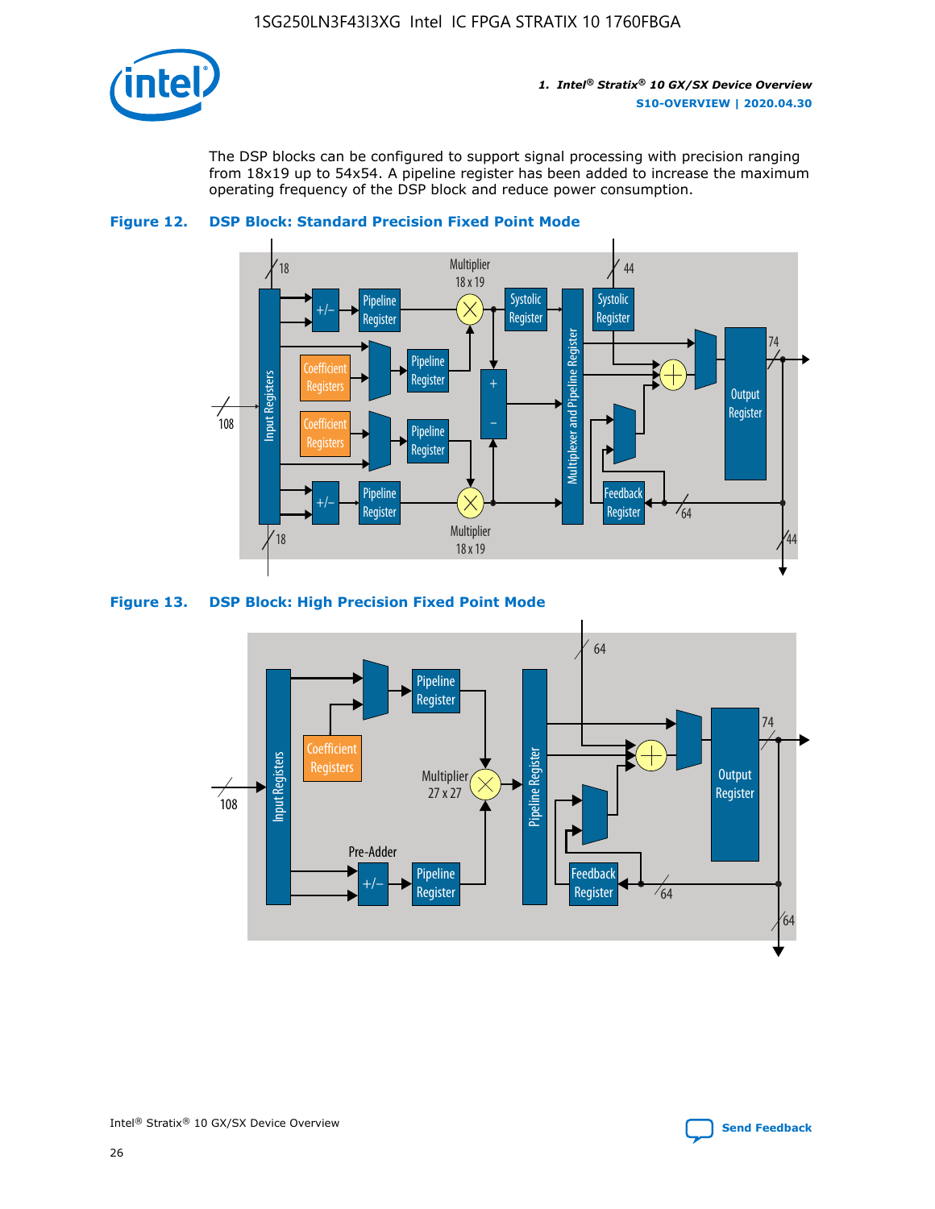The DSP blocks can be configured to support signal processing with precision ranging from 18x19 up to 54x54. A pipeline register has been added to increase the maximum operating frequency of the DSP block and reduce power consumption.

**Figure 12. DSP Block: Standard Precision Fixed Point Mode**

**Figure 13. DSP Block: High Precision Fixed Point Mode**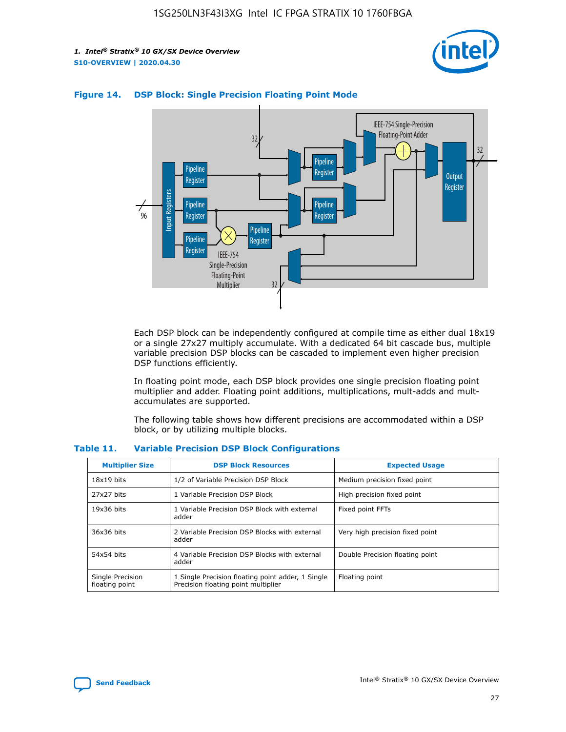#### Figure 14. DSP Block: Single Precision Floating Point Mode

Each DSP block can be independently configured at compile time as either dual 18x19 or a single 27x27 multiply accumulate. With a dedicated 64 bit cascade bus, multiple variable precision DSP blocks can be cascaded to implement even higher precision DSP functions efficiently.

In floating point mode, each DSP block provides one single precision floating point multiplier and adder. Floating point additions, multiplications, mult-adds and mult-accumulates are supported.

The following table shows how different precisions are accommodated within a DSP block, or by utilizing multiple blocks.

#### Table 11. Variable Precision DSP Block Configurations

| Multiplier Size | DSP Block Resources | Expected Usage |
|---|---|---|
| 18x19 bits | 1/2 of Variable Precision DSP Block | Medium precision fixed point |
| 27x27 bits | 1 Variable Precision DSP Block | High precision fixed point |
| 19x36 bits | 1 Variable Precision DSP Block with external adder | Fixed point FFTs |
| 36x36 bits | 2 Variable Precision DSP Blocks with external adder | Very high precision fixed point |
| 54x54 bits | 4 Variable Precision DSP Blocks with external adder | Double Precision floating point |
| Single Precision floating point | 1 Single Precision floating point adder, 1 Single Precision floating point multiplier | Floating point |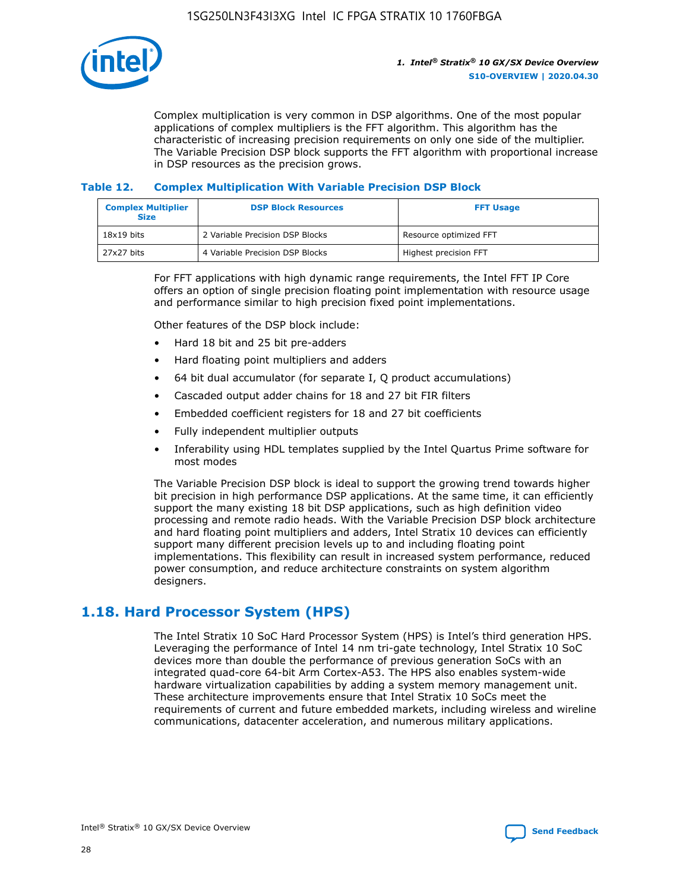Complex multiplication is very common in DSP algorithms. One of the most popular applications of complex multipliers is the FFT algorithm. This algorithm has the characteristic of increasing precision requirements on only one side of the multiplier. The Variable Precision DSP block supports the FFT algorithm with proportional increase in DSP resources as the precision grows.

**Table 12. Complex Multiplication With Variable Precision DSP Block**

| Complex Multiplier Size | DSP Block Resources | FFT Usage |
| --- | --- | --- |
| 18x19 bits | 2 Variable Precision DSP Blocks | Resource optimized FFT |
| 27x27 bits | 4 Variable Precision DSP Blocks | Highest precision FFT |

For FFT applications with high dynamic range requirements, the Intel FFT IP Core offers an option of single precision floating point implementation with resource usage and performance similar to high precision fixed point implementations.

Other features of the DSP block include:

- Hard 18 bit and 25 bit pre-adders
- Hard floating point multipliers and adders
- 64 bit dual accumulator (for separate I, Q product accumulations)
- Cascaded output adder chains for 18 and 27 bit FIR filters
- Embedded coefficient registers for 18 and 27 bit coefficients
- Fully independent multiplier outputs
- Inferability using HDL templates supplied by the Intel Quartus Prime software for most modes

The Variable Precision DSP block is ideal to support the growing trend towards higher bit precision in high performance DSP applications. At the same time, it can efficiently support the many existing 18 bit DSP applications, such as high definition video processing and remote radio heads. With the Variable Precision DSP block architecture and hard floating point multipliers and adders, Intel Stratix 10 devices can efficiently support many different precision levels up to and including floating point implementations. This flexibility can result in increased system performance, reduced power consumption, and reduce architecture constraints on system algorithm designers.

## 1.18. Hard Processor System (HPS)

The Intel Stratix 10 SoC Hard Processor System (HPS) is Intel's third generation HPS. Leveraging the performance of Intel 14 nm tri-gate technology, Intel Stratix 10 SoC devices more than double the performance of previous generation SoCs with an integrated quad-core 64-bit Arm Cortex-A53. The HPS also enables system-wide hardware virtualization capabilities by adding a system memory management unit. These architecture improvements ensure that Intel Stratix 10 SoCs meet the requirements of current and future embedded markets, including wireless and wireline communications, datacenter acceleration, and numerous military applications.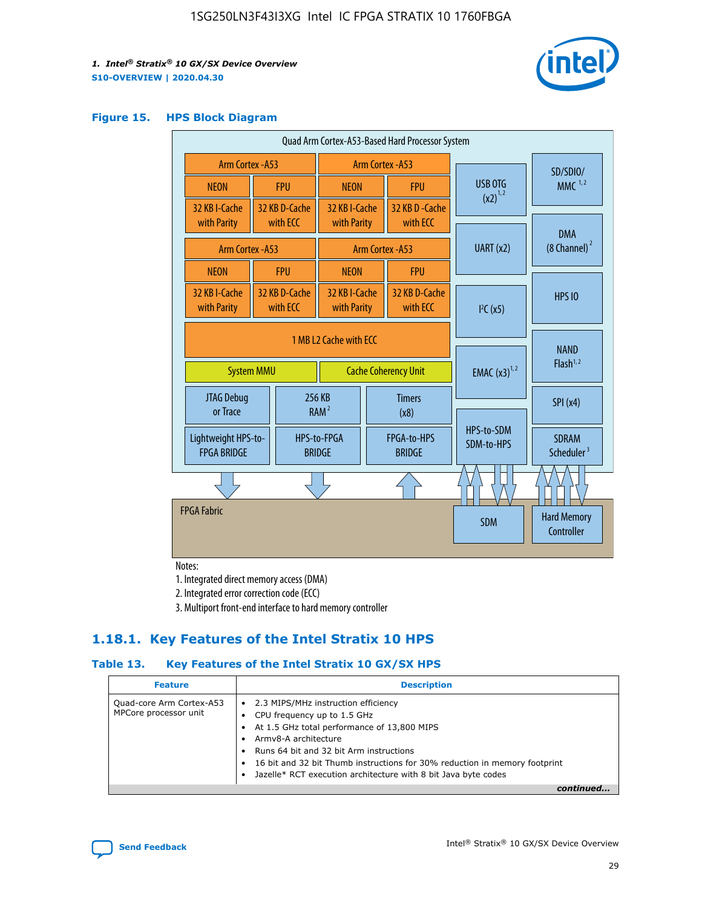## Figure 15. HPS Block Diagram

Quad Arm Cortex-A53-Based Hard Processor System

| Arm Cortex -A53 | | Arm Cortex -A53 | |
|---|---|---|---|
| NEON | FPU | NEON | FPU |
| 32 KB I-Cache with Parity | 32 KB D-Cache with ECC | 32 KB I-Cache with Parity | 32 KB D-Cache with ECC |

| Arm Cortex -A53 | | Arm Cortex -A53 | |
|---|---|---|---|
| NEON | FPU | NEON | FPU |
| 32 KB I-Cache with Parity | 32 KB D-Cache with ECC | 32 KB I-Cache with Parity | 32 KB D-Cache with ECC |

1 MB L2 Cache with ECC

System MMU | Cache Coherency Unit

JTAG Debug or Trace | 256 KB RAM [2] | Timers (x8)

Lightweight HPS-to-FPGA BRIDGE | HPS-to-FPGA BRIDGE | FPGA-to-HPS BRIDGE

USB OTG (x2) [1,2] | SD/SDIO/MMC [1,2] | UART (x2) | DMA (8 Channel) [2] | I²C (x5) | HPS IO | EMAC (x3) [1,2] | NAND Flash [1,2] | SPI (x4) | HPS-to-SDM SDM-to-HPS | SDRAM Scheduler [3]

FPGA Fabric | SDM | Hard Memory Controller

Notes:

1. Integrated direct memory access (DMA)
2. Integrated error correction code (ECC)
3. Multiport front-end interface to hard memory controller

## 1.18.1. Key Features of the Intel Stratix 10 HPS

### Table 13. Key Features of the Intel Stratix 10 GX/SX HPS

| Feature | Description |
|---|---|
| Quad-core Arm Cortex-A53 MPCore processor unit | • 2.3 MIPS/MHz instruction efficiency<br>• CPU frequency up to 1.5 GHz<br>• At 1.5 GHz total performance of 13,800 MIPS<br>• Armv8-A architecture<br>• Runs 64 bit and 32 bit Arm instructions<br>• 16 bit and 32 bit Thumb instructions for 30% reduction in memory footprint<br>• Jazelle* RCT execution architecture with 8 bit Java byte codes |

*continued...*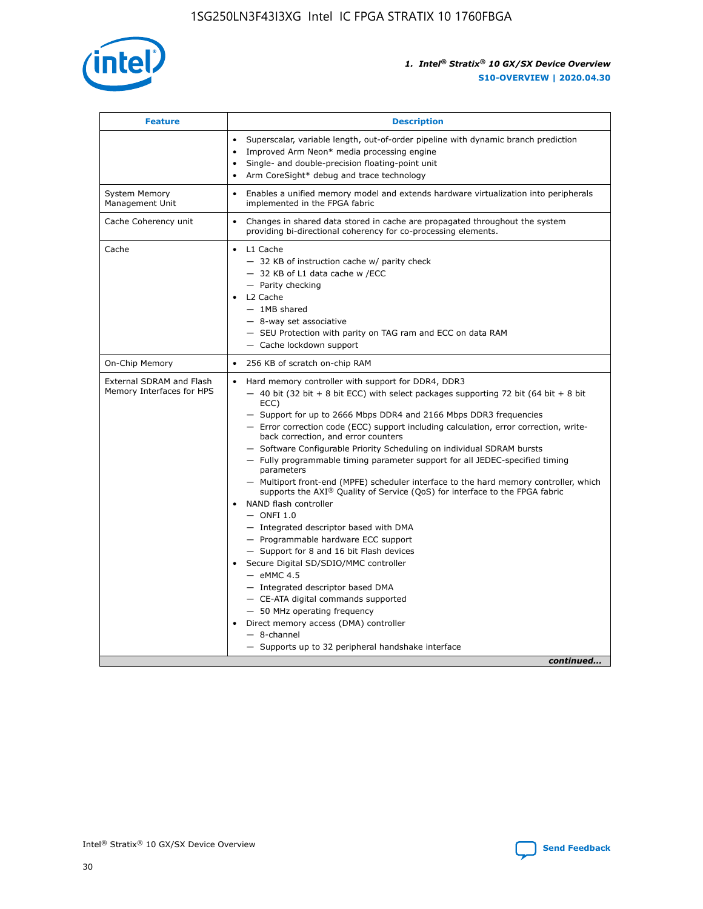| Feature | Description |
| --- | --- |
|  | • Superscalar, variable length, out-of-order pipeline with dynamic branch prediction<br>• Improved Arm Neon* media processing engine<br>• Single- and double-precision floating-point unit<br>• Arm CoreSight* debug and trace technology |
| System Memory Management Unit | • Enables a unified memory model and extends hardware virtualization into peripherals implemented in the FPGA fabric |
| Cache Coherency unit | • Changes in shared data stored in cache are propagated throughout the system providing bi-directional coherency for co-processing elements. |
| Cache | • L1 Cache<br>— 32 KB of instruction cache w/ parity check<br>— 32 KB of L1 data cache w /ECC<br>— Parity checking<br>• L2 Cache<br>— 1MB shared<br>— 8-way set associative<br>— SEU Protection with parity on TAG ram and ECC on data RAM<br>— Cache lockdown support |
| On-Chip Memory | • 256 KB of scratch on-chip RAM |
| External SDRAM and Flash Memory Interfaces for HPS | • Hard memory controller with support for DDR4, DDR3<br>— 40 bit (32 bit + 8 bit ECC) with select packages supporting 72 bit (64 bit + 8 bit ECC)<br>— Support for up to 2666 Mbps DDR4 and 2166 Mbps DDR3 frequencies<br>— Error correction code (ECC) support including calculation, error correction, write-back correction, and error counters<br>— Software Configurable Priority Scheduling on individual SDRAM bursts<br>— Fully programmable timing parameter support for all JEDEC-specified timing parameters<br>— Multiport front-end (MPFE) scheduler interface to the hard memory controller, which supports the AXI® Quality of Service (QoS) for interface to the FPGA fabric<br>• NAND flash controller<br>— ONFI 1.0<br>— Integrated descriptor based with DMA<br>— Programmable hardware ECC support<br>— Support for 8 and 16 bit Flash devices<br>• Secure Digital SD/SDIO/MMC controller<br>— eMMC 4.5<br>— Integrated descriptor based DMA<br>— CE-ATA digital commands supported<br>— 50 MHz operating frequency<br>• Direct memory access (DMA) controller<br>— 8-channel<br>— Supports up to 32 peripheral handshake interface |

*continued...*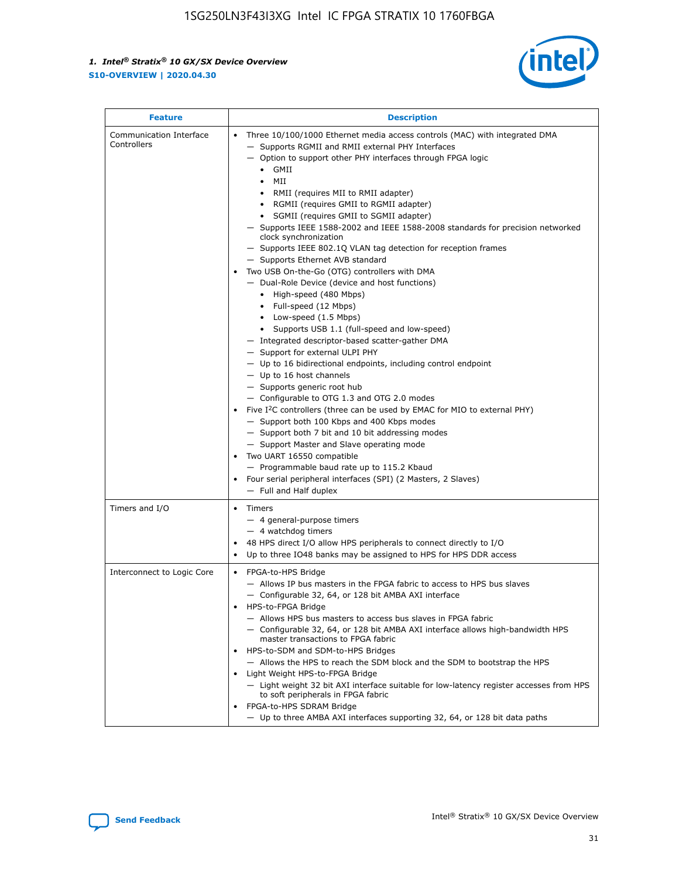| Feature | Description |
| --- | --- |
| Communication Interface Controllers | • Three 10/100/1000 Ethernet media access controls (MAC) with integrated DMA<br>— Supports RGMII and RMII external PHY Interfaces<br>— Option to support other PHY interfaces through FPGA logic<br>• GMII<br>• MII<br>• RMII (requires MII to RMII adapter)<br>• RGMII (requires GMII to RGMII adapter)<br>• SGMII (requires GMII to SGMII adapter)<br>— Supports IEEE 1588-2002 and IEEE 1588-2008 standards for precision networked clock synchronization<br>— Supports IEEE 802.1Q VLAN tag detection for reception frames<br>— Supports Ethernet AVB standard<br>• Two USB On-the-Go (OTG) controllers with DMA<br>— Dual-Role Device (device and host functions)<br>• High-speed (480 Mbps)<br>• Full-speed (12 Mbps)<br>• Low-speed (1.5 Mbps)<br>• Supports USB 1.1 (full-speed and low-speed)<br>— Integrated descriptor-based scatter-gather DMA<br>— Support for external ULPI PHY<br>— Up to 16 bidirectional endpoints, including control endpoint<br>— Up to 16 host channels<br>— Supports generic root hub<br>— Configurable to OTG 1.3 and OTG 2.0 modes<br>• Five I2C controllers (three can be used by EMAC for MIO to external PHY)<br>— Support both 100 Kbps and 400 Kbps modes<br>— Support both 7 bit and 10 bit addressing modes<br>— Support Master and Slave operating mode<br>• Two UART 16550 compatible<br>— Programmable baud rate up to 115.2 Kbaud<br>• Four serial peripheral interfaces (SPI) (2 Masters, 2 Slaves)<br>— Full and Half duplex |
| Timers and I/O | • Timers<br>— 4 general-purpose timers<br>— 4 watchdog timers<br>• 48 HPS direct I/O allow HPS peripherals to connect directly to I/O<br>• Up to three IO48 banks may be assigned to HPS for HPS DDR access |
| Interconnect to Logic Core | • FPGA-to-HPS Bridge<br>— Allows IP bus masters in the FPGA fabric to access to HPS bus slaves<br>— Configurable 32, 64, or 128 bit AMBA AXI interface<br>• HPS-to-FPGA Bridge<br>— Allows HPS bus masters to access bus slaves in FPGA fabric<br>— Configurable 32, 64, or 128 bit AMBA AXI interface allows high-bandwidth HPS master transactions to FPGA fabric<br>• HPS-to-SDM and SDM-to-HPS Bridges<br>— Allows the HPS to reach the SDM block and the SDM to bootstrap the HPS<br>• Light Weight HPS-to-FPGA Bridge<br>— Light weight 32 bit AXI interface suitable for low-latency register accesses from HPS to soft peripherals in FPGA fabric<br>• FPGA-to-HPS SDRAM Bridge<br>— Up to three AMBA AXI interfaces supporting 32, 64, or 128 bit data paths |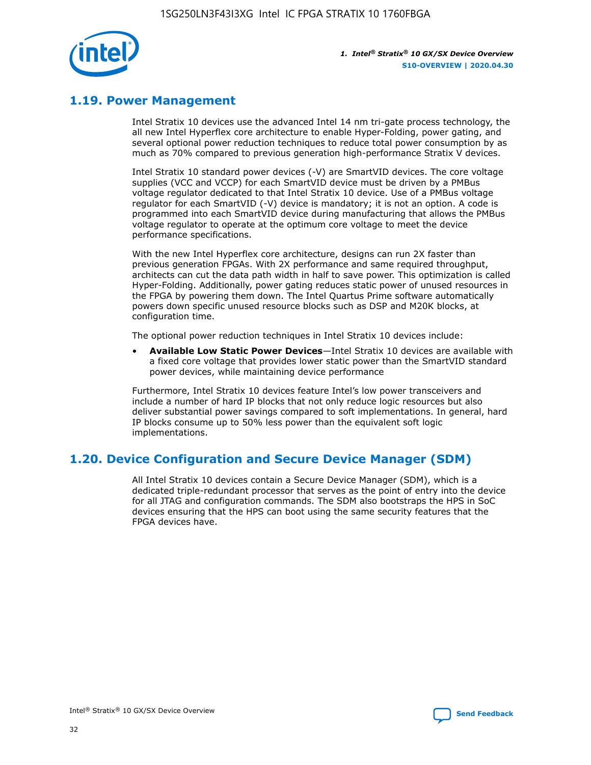## 1.19. Power Management

Intel Stratix 10 devices use the advanced Intel 14 nm tri-gate process technology, the all new Intel Hyperflex core architecture to enable Hyper-Folding, power gating, and several optional power reduction techniques to reduce total power consumption by as much as 70% compared to previous generation high-performance Stratix V devices.

Intel Stratix 10 standard power devices (-V) are SmartVID devices. The core voltage supplies (VCC and VCCP) for each SmartVID device must be driven by a PMBus voltage regulator dedicated to that Intel Stratix 10 device. Use of a PMBus voltage regulator for each SmartVID (-V) device is mandatory; it is not an option. A code is programmed into each SmartVID device during manufacturing that allows the PMBus voltage regulator to operate at the optimum core voltage to meet the device performance specifications.

With the new Intel Hyperflex core architecture, designs can run 2X faster than previous generation FPGAs. With 2X performance and same required throughput, architects can cut the data path width in half to save power. This optimization is called Hyper-Folding. Additionally, power gating reduces static power of unused resources in the FPGA by powering them down. The Intel Quartus Prime software automatically powers down specific unused resource blocks such as DSP and M20K blocks, at configuration time.

The optional power reduction techniques in Intel Stratix 10 devices include:

- **Available Low Static Power Devices**—Intel Stratix 10 devices are available with a fixed core voltage that provides lower static power than the SmartVID standard power devices, while maintaining device performance

Furthermore, Intel Stratix 10 devices feature Intel's low power transceivers and include a number of hard IP blocks that not only reduce logic resources but also deliver substantial power savings compared to soft implementations. In general, hard IP blocks consume up to 50% less power than the equivalent soft logic implementations.

## 1.20. Device Configuration and Secure Device Manager (SDM)

All Intel Stratix 10 devices contain a Secure Device Manager (SDM), which is a dedicated triple-redundant processor that serves as the point of entry into the device for all JTAG and configuration commands. The SDM also bootstraps the HPS in SoC devices ensuring that the HPS can boot using the same security features that the FPGA devices have.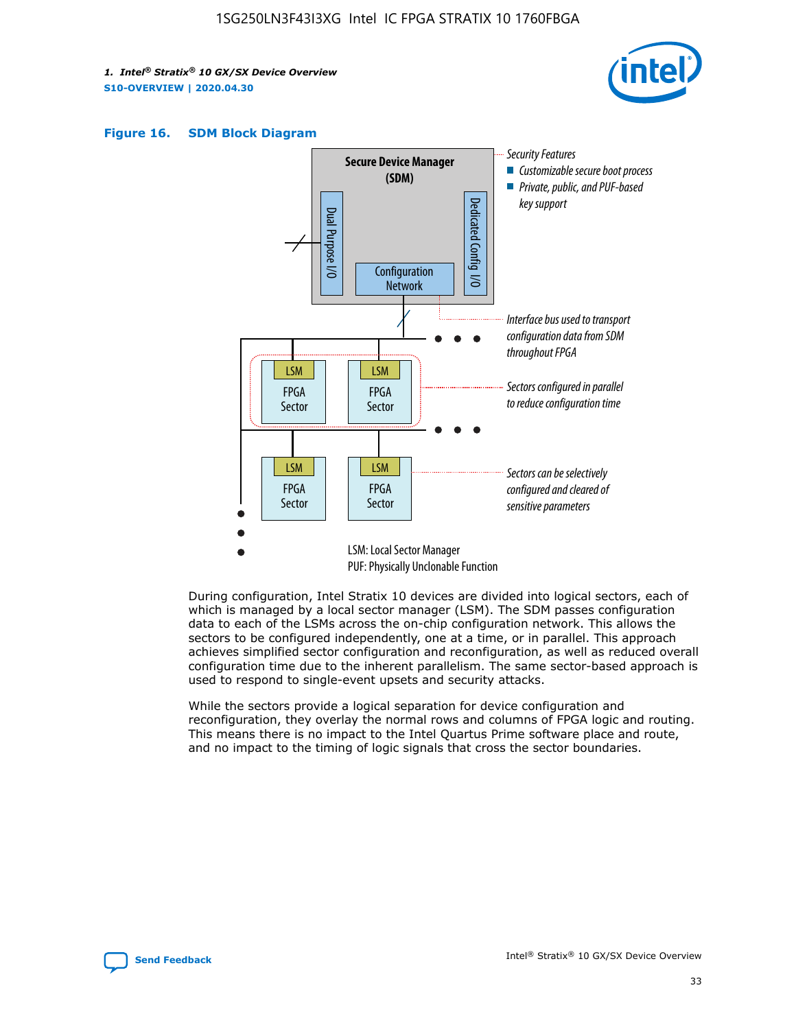**Figure 16. SDM Block Diagram**

Secure Device Manager (SDM)

Dual Purpose I/O

Dedicated Config I/O

Configuration Network

Security Features
- Customizable secure boot process
- Private, public, and PUF-based key support

Interface bus used to transport configuration data from SDM throughout FPGA

Sectors configured in parallel to reduce configuration time

Sectors can be selectively configured and cleared of sensitive parameters

LSM: Local Sector Manager
PUF: Physically Unclonable Function

During configuration, Intel Stratix 10 devices are divided into logical sectors, each of which is managed by a local sector manager (LSM). The SDM passes configuration data to each of the LSMs across the on-chip configuration network. This allows the sectors to be configured independently, one at a time, or in parallel. This approach achieves simplified sector configuration and reconfiguration, as well as reduced overall configuration time due to the inherent parallelism. The same sector-based approach is used to respond to single-event upsets and security attacks.

While the sectors provide a logical separation for device configuration and reconfiguration, they overlay the normal rows and columns of FPGA logic and routing. This means there is no impact to the Intel Quartus Prime software place and route, and no impact to the timing of logic signals that cross the sector boundaries.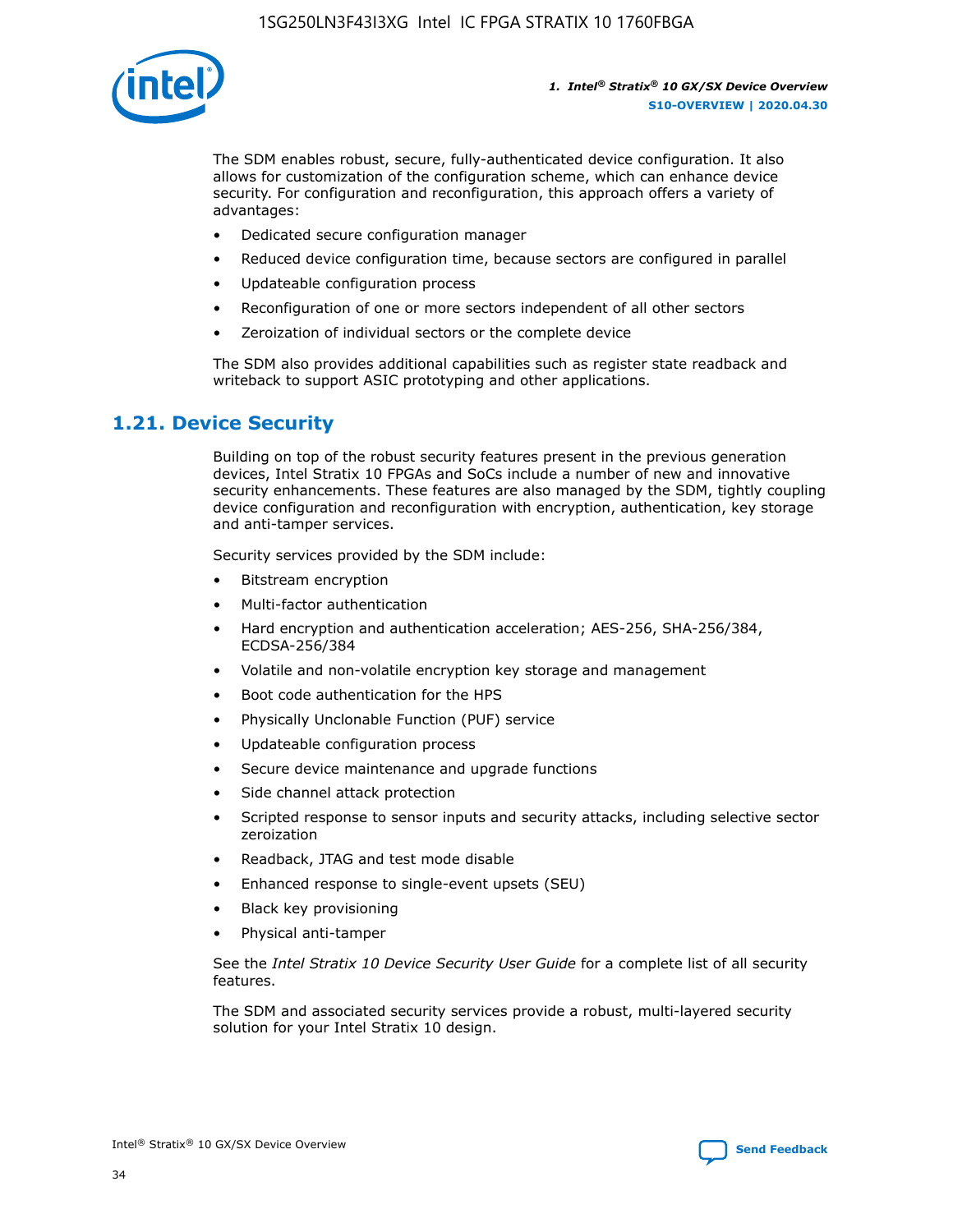The SDM enables robust, secure, fully-authenticated device configuration. It also allows for customization of the configuration scheme, which can enhance device security. For configuration and reconfiguration, this approach offers a variety of advantages:

- Dedicated secure configuration manager
- Reduced device configuration time, because sectors are configured in parallel
- Updateable configuration process
- Reconfiguration of one or more sectors independent of all other sectors
- Zeroization of individual sectors or the complete device

The SDM also provides additional capabilities such as register state readback and writeback to support ASIC prototyping and other applications.

## 1.21. Device Security

Building on top of the robust security features present in the previous generation devices, Intel Stratix 10 FPGAs and SoCs include a number of new and innovative security enhancements. These features are also managed by the SDM, tightly coupling device configuration and reconfiguration with encryption, authentication, key storage and anti-tamper services.

Security services provided by the SDM include:

- Bitstream encryption
- Multi-factor authentication
- Hard encryption and authentication acceleration; AES-256, SHA-256/384, ECDSA-256/384
- Volatile and non-volatile encryption key storage and management
- Boot code authentication for the HPS
- Physically Unclonable Function (PUF) service
- Updateable configuration process
- Secure device maintenance and upgrade functions
- Side channel attack protection
- Scripted response to sensor inputs and security attacks, including selective sector zeroization
- Readback, JTAG and test mode disable
- Enhanced response to single-event upsets (SEU)
- Black key provisioning
- Physical anti-tamper

See the *Intel Stratix 10 Device Security User Guide* for a complete list of all security features.

The SDM and associated security services provide a robust, multi-layered security solution for your Intel Stratix 10 design.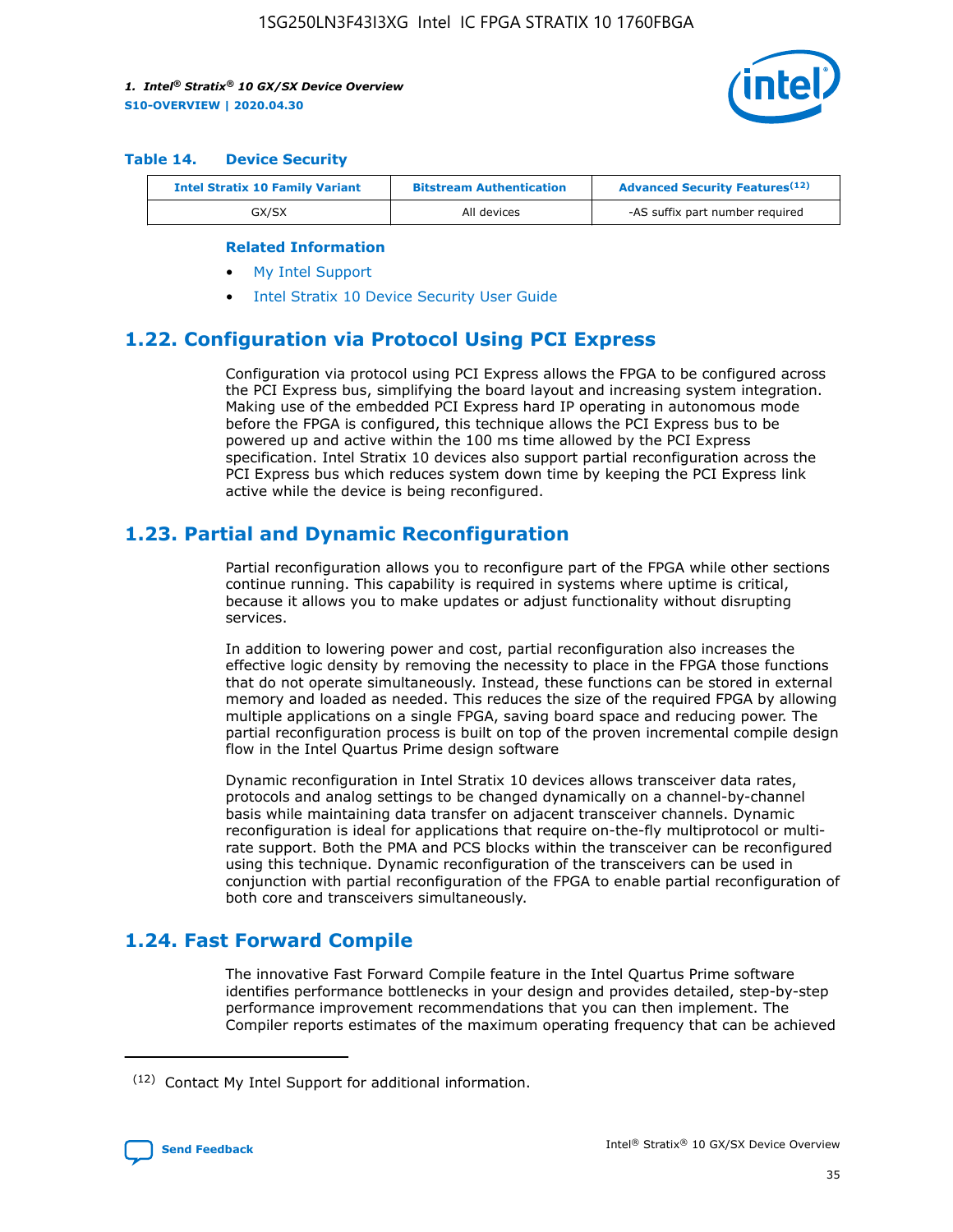**Table 14. Device Security**

| Intel Stratix 10 Family Variant | Bitstream Authentication | Advanced Security Features[(12)] |
| --- | --- | --- |
| GX/SX | All devices | -AS suffix part number required |

**Related Information**

- My Intel Support
- Intel Stratix 10 Device Security User Guide

## 1.22. Configuration via Protocol Using PCI Express

Configuration via protocol using PCI Express allows the FPGA to be configured across the PCI Express bus, simplifying the board layout and increasing system integration. Making use of the embedded PCI Express hard IP operating in autonomous mode before the FPGA is configured, this technique allows the PCI Express bus to be powered up and active within the 100 ms time allowed by the PCI Express specification. Intel Stratix 10 devices also support partial reconfiguration across the PCI Express bus which reduces system down time by keeping the PCI Express link active while the device is being reconfigured.

## 1.23. Partial and Dynamic Reconfiguration

Partial reconfiguration allows you to reconfigure part of the FPGA while other sections continue running. This capability is required in systems where uptime is critical, because it allows you to make updates or adjust functionality without disrupting services.

In addition to lowering power and cost, partial reconfiguration also increases the effective logic density by removing the necessity to place in the FPGA those functions that do not operate simultaneously. Instead, these functions can be stored in external memory and loaded as needed. This reduces the size of the required FPGA by allowing multiple applications on a single FPGA, saving board space and reducing power. The partial reconfiguration process is built on top of the proven incremental compile design flow in the Intel Quartus Prime design software

Dynamic reconfiguration in Intel Stratix 10 devices allows transceiver data rates, protocols and analog settings to be changed dynamically on a channel-by-channel basis while maintaining data transfer on adjacent transceiver channels. Dynamic reconfiguration is ideal for applications that require on-the-fly multiprotocol or multi-rate support. Both the PMA and PCS blocks within the transceiver can be reconfigured using this technique. Dynamic reconfiguration of the transceivers can be used in conjunction with partial reconfiguration of the FPGA to enable partial reconfiguration of both core and transceivers simultaneously.

## 1.24. Fast Forward Compile

The innovative Fast Forward Compile feature in the Intel Quartus Prime software identifies performance bottlenecks in your design and provides detailed, step-by-step performance improvement recommendations that you can then implement. The Compiler reports estimates of the maximum operating frequency that can be achieved

(12) Contact My Intel Support for additional information.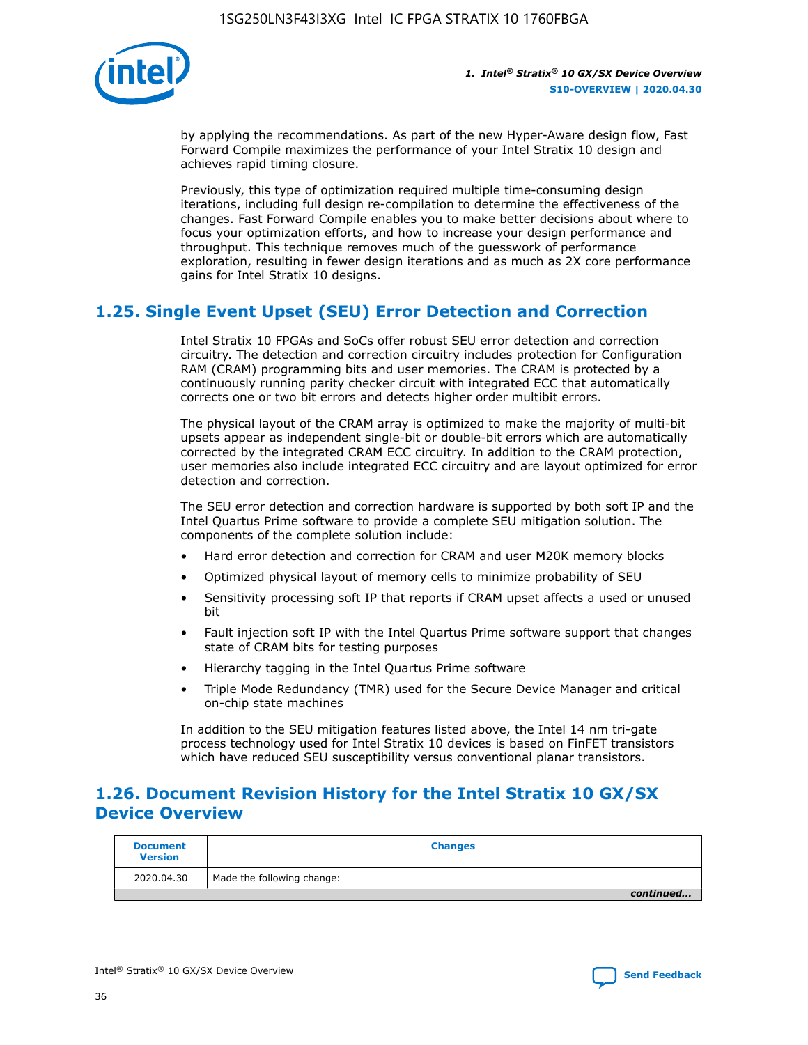by applying the recommendations. As part of the new Hyper-Aware design flow, Fast Forward Compile maximizes the performance of your Intel Stratix 10 design and achieves rapid timing closure.

Previously, this type of optimization required multiple time-consuming design iterations, including full design re-compilation to determine the effectiveness of the changes. Fast Forward Compile enables you to make better decisions about where to focus your optimization efforts, and how to increase your design performance and throughput. This technique removes much of the guesswork of performance exploration, resulting in fewer design iterations and as much as 2X core performance gains for Intel Stratix 10 designs.

## 1.25. Single Event Upset (SEU) Error Detection and Correction

Intel Stratix 10 FPGAs and SoCs offer robust SEU error detection and correction circuitry. The detection and correction circuitry includes protection for Configuration RAM (CRAM) programming bits and user memories. The CRAM is protected by a continuously running parity checker circuit with integrated ECC that automatically corrects one or two bit errors and detects higher order multibit errors.

The physical layout of the CRAM array is optimized to make the majority of multi-bit upsets appear as independent single-bit or double-bit errors which are automatically corrected by the integrated CRAM ECC circuitry. In addition to the CRAM protection, user memories also include integrated ECC circuitry and are layout optimized for error detection and correction.

The SEU error detection and correction hardware is supported by both soft IP and the Intel Quartus Prime software to provide a complete SEU mitigation solution. The components of the complete solution include:

- Hard error detection and correction for CRAM and user M20K memory blocks
- Optimized physical layout of memory cells to minimize probability of SEU
- Sensitivity processing soft IP that reports if CRAM upset affects a used or unused bit
- Fault injection soft IP with the Intel Quartus Prime software support that changes state of CRAM bits for testing purposes
- Hierarchy tagging in the Intel Quartus Prime software
- Triple Mode Redundancy (TMR) used for the Secure Device Manager and critical on-chip state machines

In addition to the SEU mitigation features listed above, the Intel 14 nm tri-gate process technology used for Intel Stratix 10 devices is based on FinFET transistors which have reduced SEU susceptibility versus conventional planar transistors.

## 1.26. Document Revision History for the Intel Stratix 10 GX/SX Device Overview

| Document Version | Changes |
|---|---|
| 2020.04.30 | Made the following change: |

*continued...*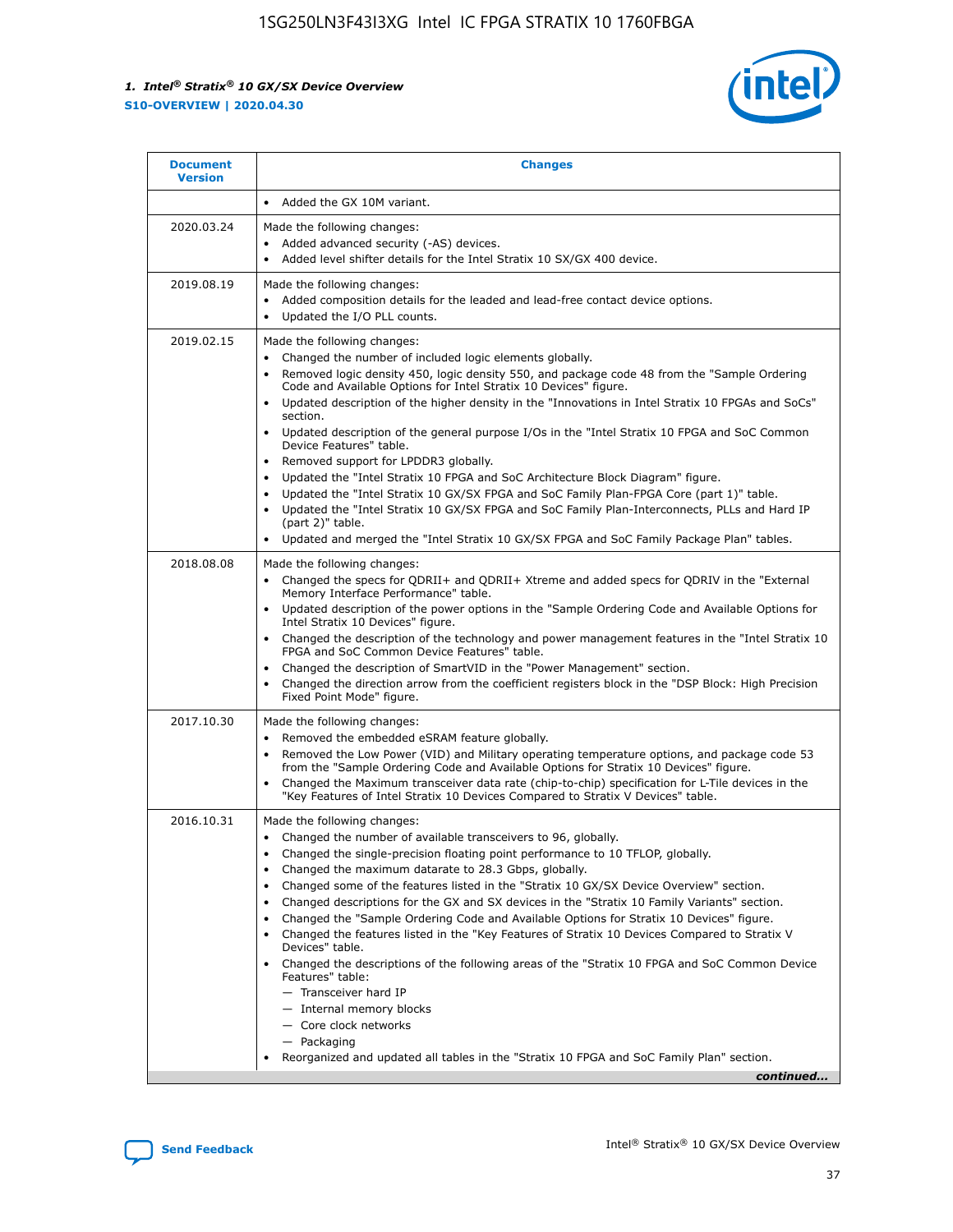| Document Version | Changes |
| --- | --- |
| | • Added the GX 10M variant. |
| 2020.03.24 | Made the following changes:<br>• Added advanced security (-AS) devices.<br>• Added level shifter details for the Intel Stratix 10 SX/GX 400 device. |
| 2019.08.19 | Made the following changes:<br>• Added composition details for the leaded and lead-free contact device options.<br>• Updated the I/O PLL counts. |
| 2019.02.15 | Made the following changes:<br>• Changed the number of included logic elements globally.<br>• Removed logic density 450, logic density 550, and package code 48 from the "Sample Ordering Code and Available Options for Intel Stratix 10 Devices" figure.<br>• Updated description of the higher density in the "Innovations in Intel Stratix 10 FPGAs and SoCs" section.<br>• Updated description of the general purpose I/Os in the "Intel Stratix 10 FPGA and SoC Common Device Features" table.<br>• Removed support for LPDDR3 globally.<br>• Updated the "Intel Stratix 10 FPGA and SoC Architecture Block Diagram" figure.<br>• Updated the "Intel Stratix 10 GX/SX FPGA and SoC Family Plan-FPGA Core (part 1)" table.<br>• Updated the "Intel Stratix 10 GX/SX FPGA and SoC Family Plan-Interconnects, PLLs and Hard IP (part 2)" table.<br>• Updated and merged the "Intel Stratix 10 GX/SX FPGA and SoC Family Package Plan" tables. |
| 2018.08.08 | Made the following changes:<br>• Changed the specs for QDRII+ and QDRII+ Xtreme and added specs for QDRIV in the "External Memory Interface Performance" table.<br>• Updated description of the power options in the "Sample Ordering Code and Available Options for Intel Stratix 10 Devices" figure.<br>• Changed the description of the technology and power management features in the "Intel Stratix 10 FPGA and SoC Common Device Features" table.<br>• Changed the description of SmartVID in the "Power Management" section.<br>• Changed the direction arrow from the coefficient registers block in the "DSP Block: High Precision Fixed Point Mode" figure. |
| 2017.10.30 | Made the following changes:<br>• Removed the embedded eSRAM feature globally.<br>• Removed the Low Power (VID) and Military operating temperature options, and package code 53 from the "Sample Ordering Code and Available Options for Intel Stratix 10 Devices" figure.<br>• Changed the Maximum transceiver data rate (chip-to-chip) specification for L-Tile devices in the "Key Features of Intel Stratix 10 Devices Compared to Stratix V Devices" table. |
| 2016.10.31 | Made the following changes:<br>• Changed the number of available transceivers to 96, globally.<br>• Changed the single-precision floating point performance to 10 TFLOP, globally.<br>• Changed the maximum datarate to 28.3 Gbps, globally.<br>• Changed some of the features listed in the "Stratix 10 GX/SX Device Overview" section.<br>• Changed descriptions for the GX and SX devices in the "Stratix 10 Family Variants" section.<br>• Changed the "Sample Ordering Code and Available Options for Stratix 10 Devices" figure.<br>• Changed the features listed in the "Key Features of Stratix 10 Devices Compared to Stratix V Devices" table.<br>• Changed the descriptions of the following areas of the "Stratix 10 FPGA and SoC Common Device Features" table:<br>— Transceiver hard IP<br>— Internal memory blocks<br>— Core clock networks<br>— Packaging<br>• Reorganized and updated all tables in the "Stratix 10 FPGA and SoC Family Plan" section. |

*continued...*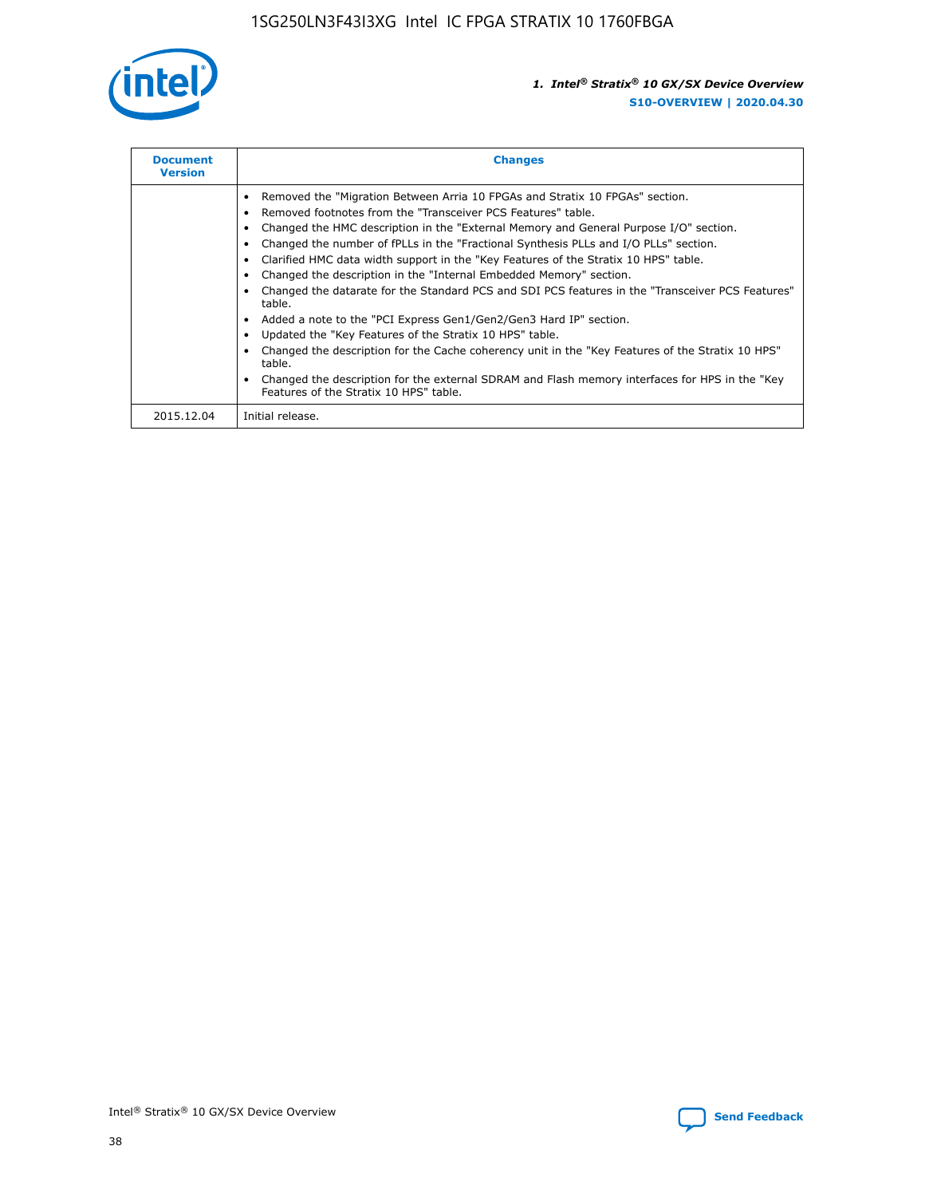| Document Version | Changes |
| --- | --- |
| | • Removed the "Migration Between Arria 10 FPGAs and Stratix 10 FPGAs" section.<br>• Removed footnotes from the "Transceiver PCS Features" table.<br>• Changed the HMC description in the "External Memory and General Purpose I/O" section.<br>• Changed the number of fPLLs in the "Fractional Synthesis PLLs and I/O PLLs" section.<br>• Clarified HMC data width support in the "Key Features of the Stratix 10 HPS" table.<br>• Changed the description in the "Internal Embedded Memory" section.<br>• Changed the datarate for the Standard PCS and SDI PCS features in the "Transceiver PCS Features" table.<br>• Added a note to the "PCI Express Gen1/Gen2/Gen3 Hard IP" section.<br>• Updated the "Key Features of the Stratix 10 HPS" table.<br>• Changed the description for the Cache coherency unit in the "Key Features of the Stratix 10 HPS" table.<br>• Changed the description for the external SDRAM and Flash memory interfaces for HPS in the "Key Features of the Stratix 10 HPS" table. |
| 2015.12.04 | Initial release. |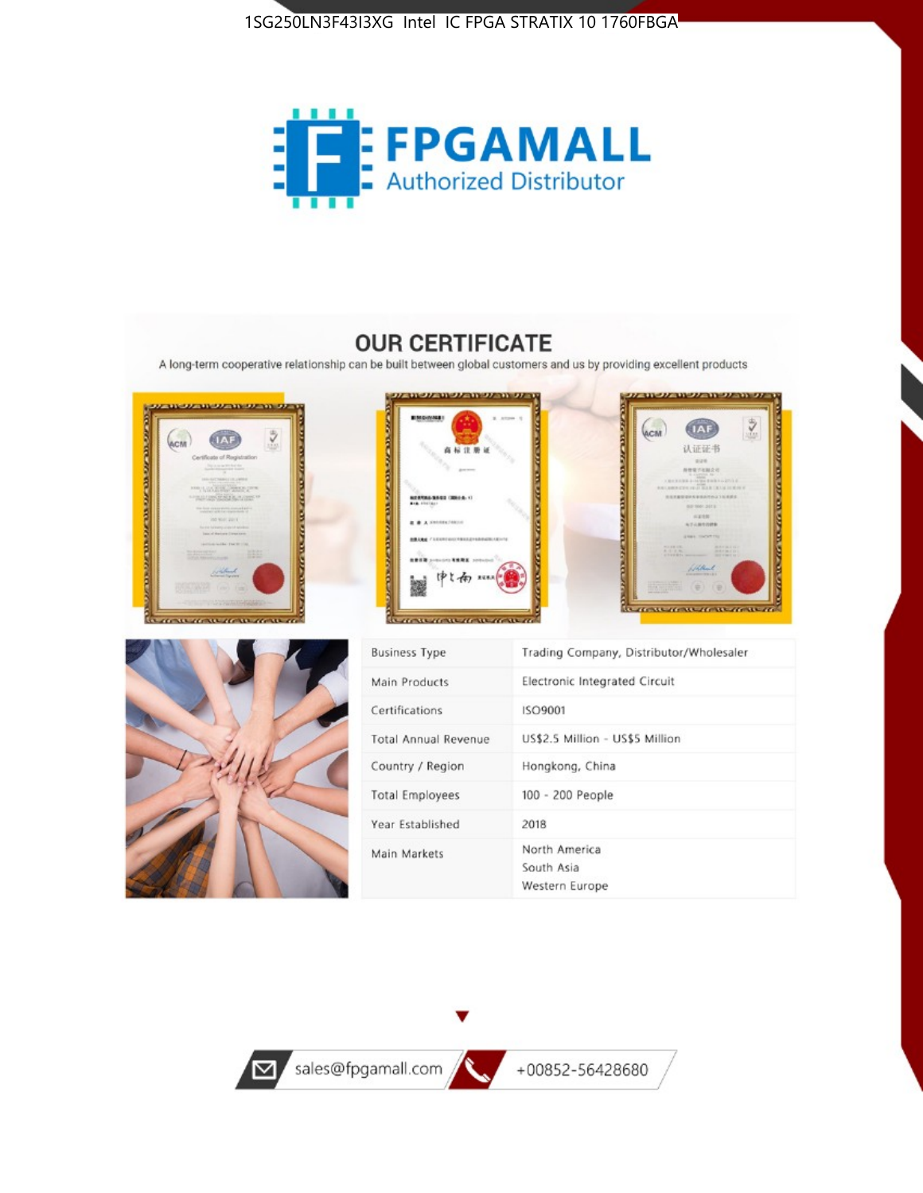FPGAMALL
Authorized Distributor

## OUR CERTIFICATE

A long-term cooperative relationship can be built between global customers and us by providing excellent products

| | |
|---|---|
| Business Type | Trading Company, Distributor/Wholesaler |
| Main Products | Electronic Integrated Circuit |
| Certifications | ISO9001 |
| Total Annual Revenue | US$2.5 Million - US$5 Million |
| Country / Region | Hongkong, China |
| Total Employees | 100 - 200 People |
| Year Established | 2018 |
| Main Markets | North America<br>South Asia<br>Western Europe |

sales@fpgamall.com

+00852-56428680